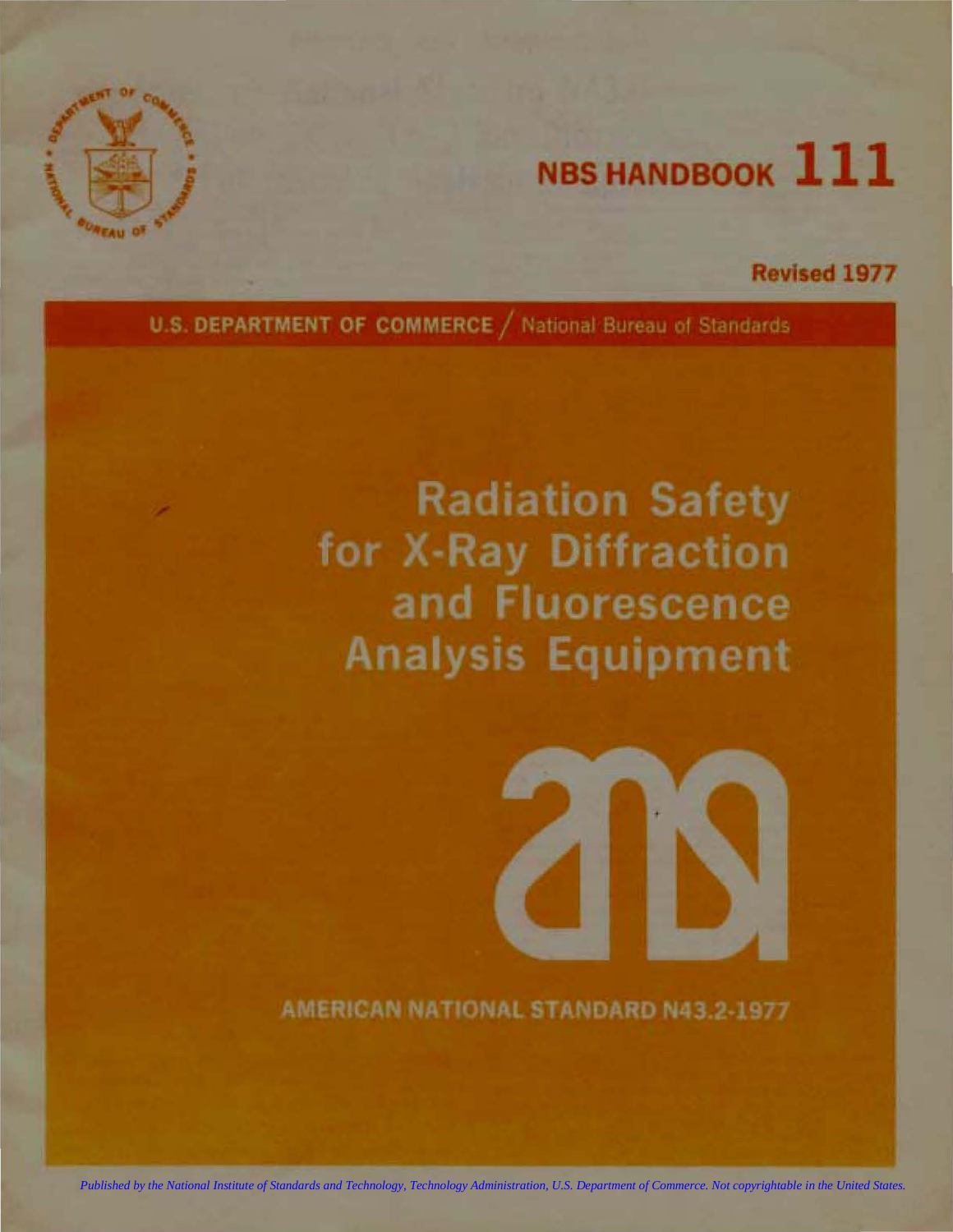NBS HANDBOOK 111

Revised 1977

U.S. DEPARTMENT OF COMMERCE / National Bureau of Standards

# Radiation Safety for X-Ray Diffraction and Fluorescence Analysis Equipment

AMERICAN NATIONAL STANDARD N43.2-1977

*Published by the National Institute of Standards and Technology, Technology Administration, U.S. Department of Commerce. Not copyrightable in the United States.*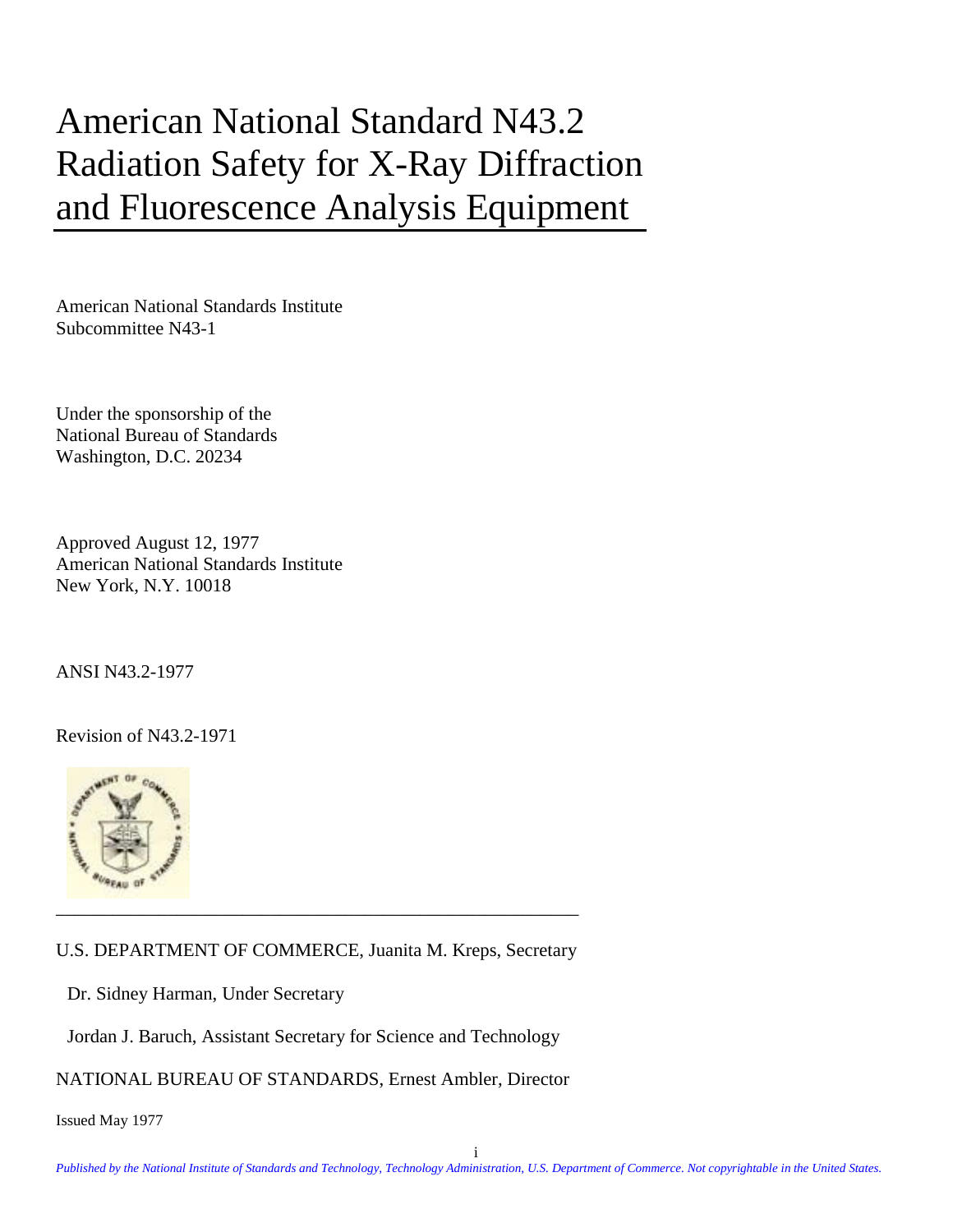# American National Standard N43.2 Radiation Safety for X-Ray Diffraction and Fluorescence Analysis Equipment

American National Standards Institute
Subcommittee N43-1

Under the sponsorship of the
National Bureau of Standards
Washington, D.C. 20234

Approved August 12, 1977
American National Standards Institute
New York, N.Y. 10018

ANSI N43.2-1977

Revision of N43.2-1971

---

U.S. DEPARTMENT OF COMMERCE, Juanita M. Kreps, Secretary

Dr. Sidney Harman, Under Secretary

Jordan J. Baruch, Assistant Secretary for Science and Technology

NATIONAL BUREAU OF STANDARDS, Ernest Ambler, Director

Issued May 1977

*Published by the National Institute of Standards and Technology, Technology Administration, U.S. Department of Commerce. Not copyrightable in the United States.*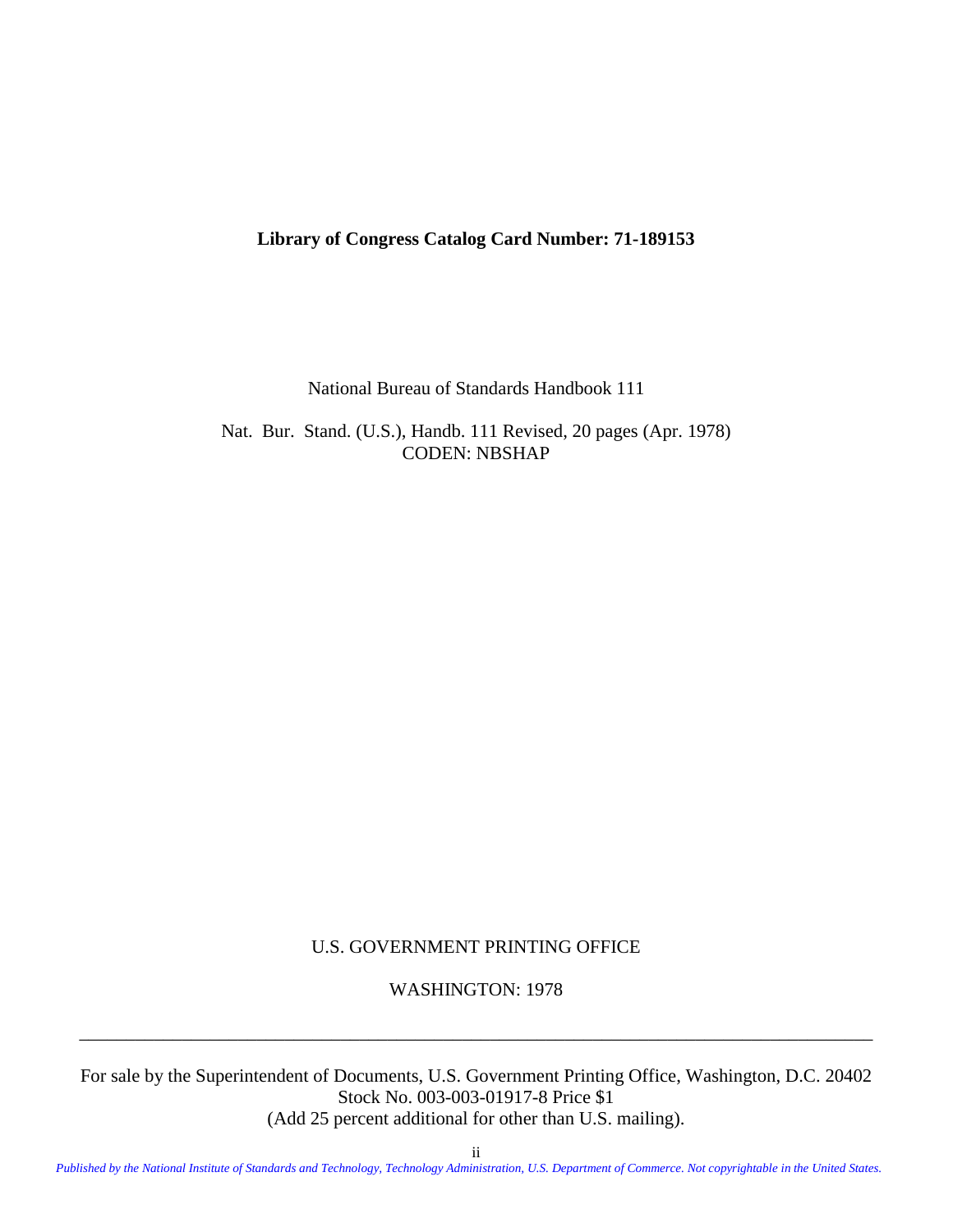**Library of Congress Catalog Card Number: 71-189153**

National Bureau of Standards Handbook 111

Nat. Bur. Stand. (U.S.), Handb. 111 Revised, 20 pages (Apr. 1978)
CODEN: NBSHAP

U.S. GOVERNMENT PRINTING OFFICE

WASHINGTON: 1978

---

For sale by the Superintendent of Documents, U.S. Government Printing Office, Washington, D.C. 20402
Stock No. 003-003-01917-8 Price $1
(Add 25 percent additional for other than U.S. mailing).

*Published by the National Institute of Standards and Technology, Technology Administration, U.S. Department of Commerce. Not copyrightable in the United States.*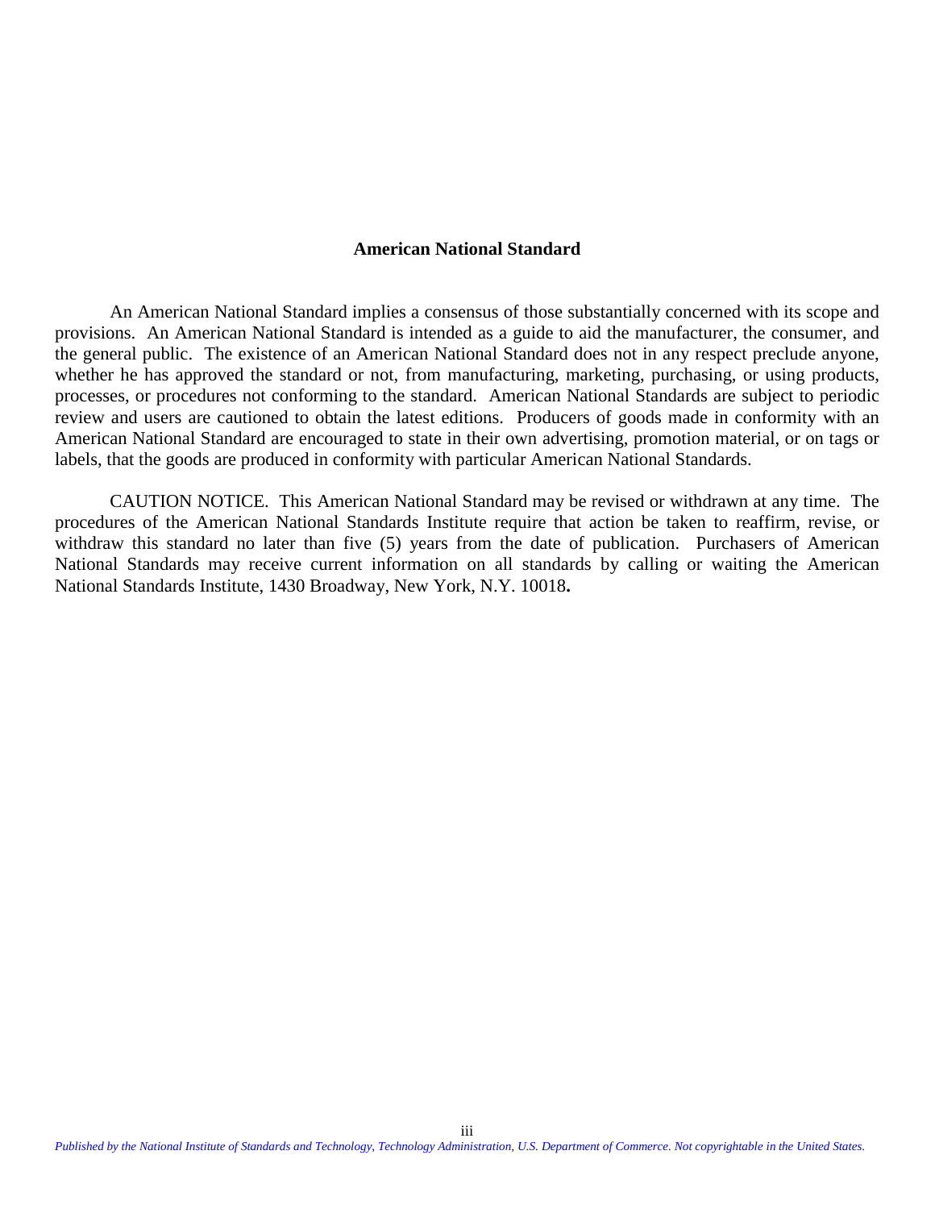## American National Standard

An American National Standard implies a consensus of those substantially concerned with its scope and provisions. An American National Standard is intended as a guide to aid the manufacturer, the consumer, and the general public. The existence of an American National Standard does not in any respect preclude anyone, whether he has approved the standard or not, from manufacturing, marketing, purchasing, or using products, processes, or procedures not conforming to the standard. American National Standards are subject to periodic review and users are cautioned to obtain the latest editions. Producers of goods made in conformity with an American National Standard are encouraged to state in their own advertising, promotion material, or on tags or labels, that the goods are produced in conformity with particular American National Standards.

CAUTION NOTICE. This American National Standard may be revised or withdrawn at any time. The procedures of the American National Standards Institute require that action be taken to reaffirm, revise, or withdraw this standard no later than five (5) years from the date of publication. Purchasers of American National Standards may receive current information on all standards by calling or waiting the American National Standards Institute, 1430 Broadway, New York, N.Y. 10018**.**

*Published by the National Institute of Standards and Technology, Technology Administration, U.S. Department of Commerce. Not copyrightable in the United States.*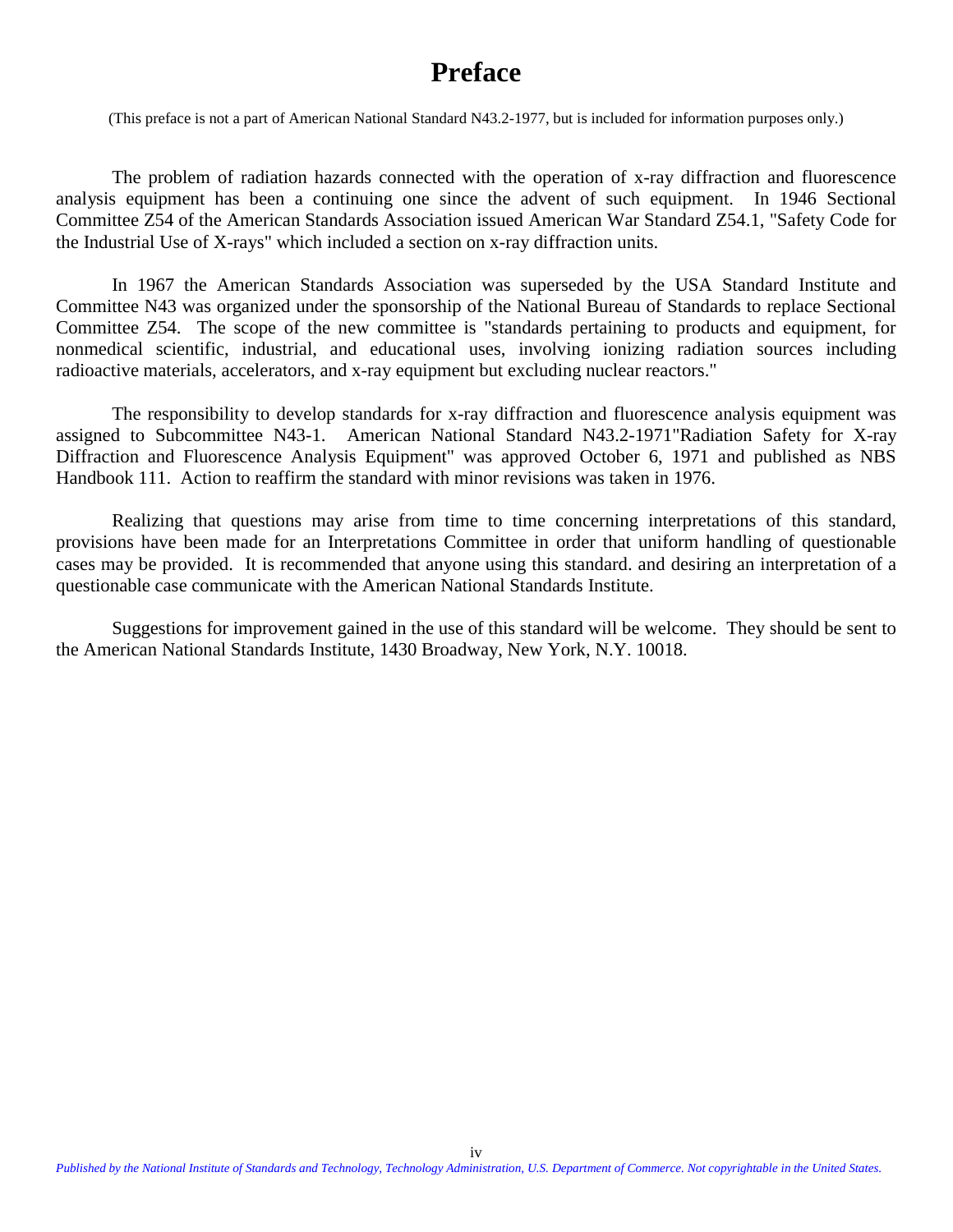# Preface

(This preface is not a part of American National Standard N43.2-1977, but is included for information purposes only.)

The problem of radiation hazards connected with the operation of x-ray diffraction and fluorescence analysis equipment has been a continuing one since the advent of such equipment. In 1946 Sectional Committee Z54 of the American Standards Association issued American War Standard Z54.1, "Safety Code for the Industrial Use of X-rays" which included a section on x-ray diffraction units.

In 1967 the American Standards Association was superseded by the USA Standard Institute and Committee N43 was organized under the sponsorship of the National Bureau of Standards to replace Sectional Committee Z54. The scope of the new committee is "standards pertaining to products and equipment, for nonmedical scientific, industrial, and educational uses, involving ionizing radiation sources including radioactive materials, accelerators, and x-ray equipment but excluding nuclear reactors."

The responsibility to develop standards for x-ray diffraction and fluorescence analysis equipment was assigned to Subcommittee N43-1. American National Standard N43.2-1971"Radiation Safety for X-ray Diffraction and Fluorescence Analysis Equipment" was approved October 6, 1971 and published as NBS Handbook 111. Action to reaffirm the standard with minor revisions was taken in 1976.

Realizing that questions may arise from time to time concerning interpretations of this standard, provisions have been made for an Interpretations Committee in order that uniform handling of questionable cases may be provided. It is recommended that anyone using this standard. and desiring an interpretation of a questionable case communicate with the American National Standards Institute.

Suggestions for improvement gained in the use of this standard will be welcome. They should be sent to the American National Standards Institute, 1430 Broadway, New York, N.Y. 10018.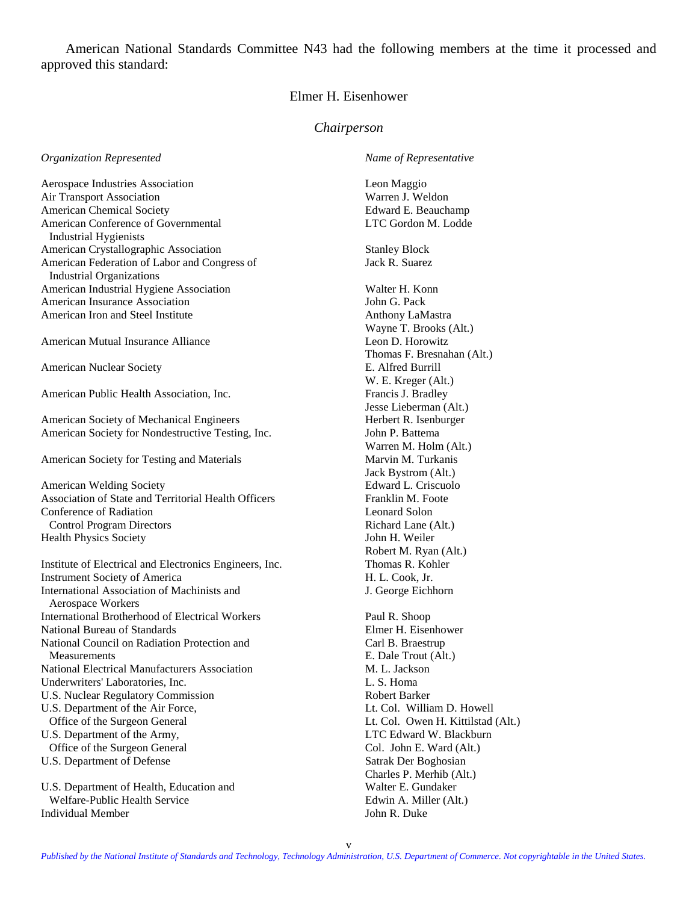American National Standards Committee N43 had the following members at the time it processed and approved this standard:

Elmer H. Eisenhower

*Chairperson*

| *Organization Represented* | *Name of Representative* |
|---|---|
| Aerospace Industries Association | Leon Maggio |
| Air Transport Association | Warren J. Weldon |
| American Chemical Society | Edward E. Beauchamp |
| American Conference of Governmental Industrial Hygienists | LTC Gordon M. Lodde |
| American Crystallographic Association | Stanley Block |
| American Federation of Labor and Congress of Industrial Organizations | Jack R. Suarez |
| American Industrial Hygiene Association | Walter H. Konn |
| American Insurance Association | John G. Pack |
| American Iron and Steel Institute | Anthony LaMastra<br>Wayne T. Brooks (Alt.) |
| American Mutual Insurance Alliance | Leon D. Horowitz<br>Thomas F. Bresnahan (Alt.) |
| American Nuclear Society | E. Alfred Burrill<br>W. E. Kreger (Alt.) |
| American Public Health Association, Inc. | Francis J. Bradley<br>Jesse Lieberman (Alt.) |
| American Society of Mechanical Engineers | Herbert R. Isenburger |
| American Society for Nondestructive Testing, Inc. | John P. Battema<br>Warren M. Holm (Alt.) |
| American Society for Testing and Materials | Marvin M. Turkanis<br>Jack Bystrom (Alt.) |
| American Welding Society | Edward L. Criscuolo |
| Association of State and Territorial Health Officers | Franklin M. Foote |
| Conference of Radiation Control Program Directors | Leonard Solon<br>Richard Lane (Alt.) |
| Health Physics Society | John H. Weiler<br>Robert M. Ryan (Alt.) |
| Institute of Electrical and Electronics Engineers, Inc. | Thomas R. Kohler |
| Instrument Society of America | H. L. Cook, Jr. |
| International Association of Machinists and Aerospace Workers | J. George Eichhorn |
| International Brotherhood of Electrical Workers | Paul R. Shoop |
| National Bureau of Standards | Elmer H. Eisenhower |
| National Council on Radiation Protection and Measurements | Carl B. Braestrup<br>E. Dale Trout (Alt.) |
| National Electrical Manufacturers Association | M. L. Jackson |
| Underwriters' Laboratories, Inc. | L. S. Homa |
| U.S. Nuclear Regulatory Commission | Robert Barker |
| U.S. Department of the Air Force, Office of the Surgeon General | Lt. Col. William D. Howell<br>Lt. Col. Owen H. Kittilstad (Alt.) |
| U.S. Department of the Army, Office of the Surgeon General | LTC Edward W. Blackburn<br>Col. John E. Ward (Alt.) |
| U.S. Department of Defense | Satrak Der Boghosian<br>Charles P. Merhib (Alt.) |
| U.S. Department of Health, Education and Welfare-Public Health Service | Walter E. Gundaker<br>Edwin A. Miller (Alt.) |
| Individual Member | John R. Duke |

*Published by the National Institute of Standards and Technology, Technology Administration, U.S. Department of Commerce. Not copyrightable in the United States.*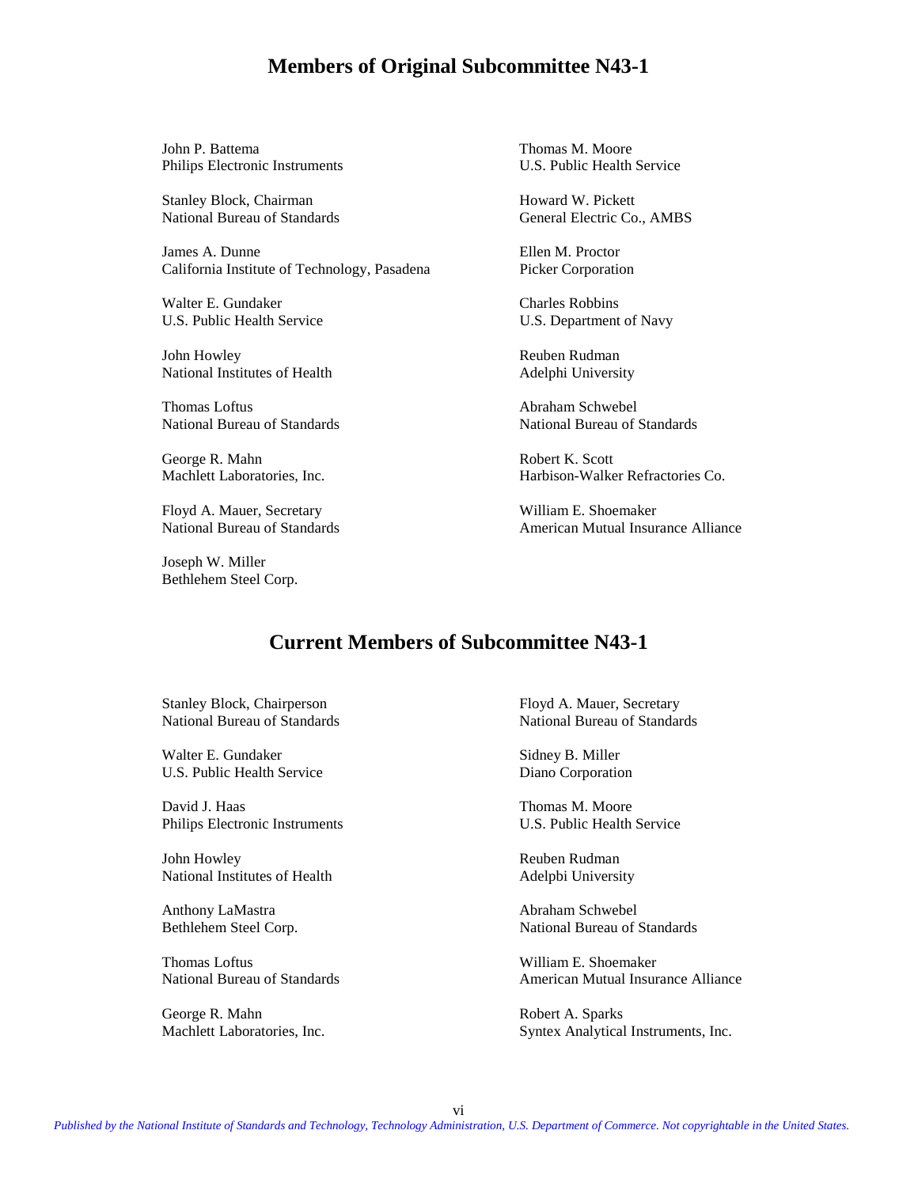## Members of Original Subcommittee N43-1

John P. Battema
Philips Electronic Instruments

Stanley Block, Chairman
National Bureau of Standards

James A. Dunne
California Institute of Technology, Pasadena

Walter E. Gundaker
U.S. Public Health Service

John Howley
National Institutes of Health

Thomas Loftus
National Bureau of Standards

George R. Mahn
Machlett Laboratories, Inc.

Floyd A. Mauer, Secretary
National Bureau of Standards

Joseph W. Miller
Bethlehem Steel Corp.

Thomas M. Moore
U.S. Public Health Service

Howard W. Pickett
General Electric Co., AMBS

Ellen M. Proctor
Picker Corporation

Charles Robbins
U.S. Department of Navy

Reuben Rudman
Adelphi University

Abraham Schwebel
National Bureau of Standards

Robert K. Scott
Harbison-Walker Refractories Co.

William E. Shoemaker
American Mutual Insurance Alliance

## Current Members of Subcommittee N43-1

Stanley Block, Chairperson
National Bureau of Standards

Walter E. Gundaker
U.S. Public Health Service

David J. Haas
Philips Electronic Instruments

John Howley
National Institutes of Health

Anthony LaMastra
Bethlehem Steel Corp.

Thomas Loftus
National Bureau of Standards

George R. Mahn
Machlett Laboratories, Inc.

Floyd A. Mauer, Secretary
National Bureau of Standards

Sidney B. Miller
Diano Corporation

Thomas M. Moore
U.S. Public Health Service

Reuben Rudman
Adelpbi University

Abraham Schwebel
National Bureau of Standards

William E. Shoemaker
American Mutual Insurance Alliance

Robert A. Sparks
Syntex Analytical Instruments, Inc.

*Published by the National Institute of Standards and Technology, Technology Administration, U.S. Department of Commerce. Not copyrightable in the United States.*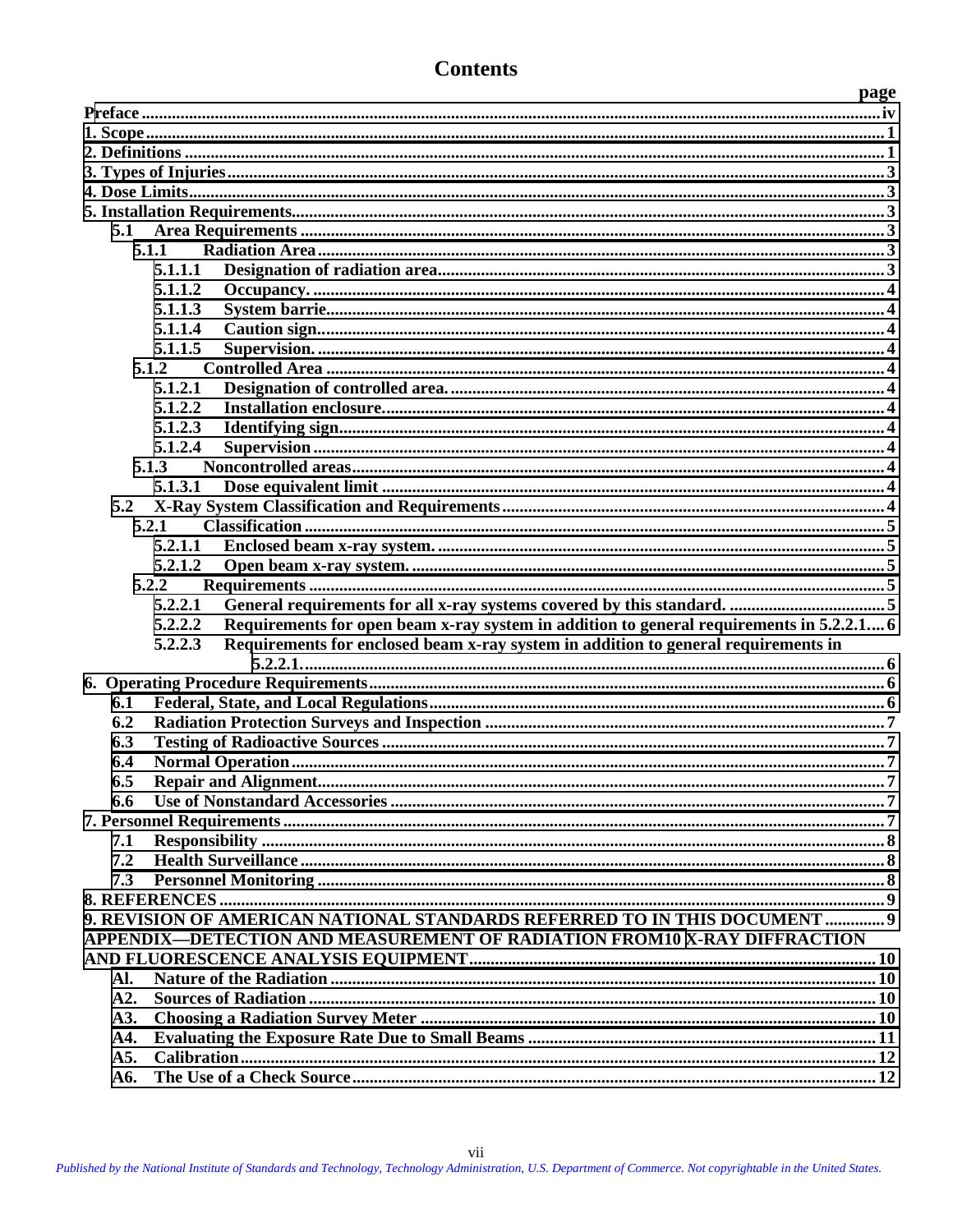# Contents

| | page |
|---|---|
| Preface | iv |
| 1. Scope | 1 |
| 2. Definitions | 1 |
| 3. Types of Injuries | 3 |
| 4. Dose Limits | 3 |
| 5. Installation Requirements | 3 |
| 5.1 Area Requirements | 3 |
| 5.1.1 Radiation Area | 3 |
| 5.1.1.1 Designation of radiation area | 3 |
| 5.1.1.2 Occupancy. | 4 |
| 5.1.1.3 System barrie | 4 |
| 5.1.1.4 Caution sign | 4 |
| 5.1.1.5 Supervision. | 4 |
| 5.1.2 Controlled Area | 4 |
| 5.1.2.1 Designation of controlled area. | 4 |
| 5.1.2.2 Installation enclosure | 4 |
| 5.1.2.3 Identifying sign | 4 |
| 5.1.2.4 Supervision | 4 |
| 5.1.3 Noncontrolled areas | 4 |
| 5.1.3.1 Dose equivalent limit | 4 |
| 5.2 X-Ray System Classification and Requirements | 4 |
| 5.2.1 Classification | 5 |
| 5.2.1.1 Enclosed beam x-ray system. | 5 |
| 5.2.1.2 Open beam x-ray system. | 5 |
| 5.2.2 Requirements | 5 |
| 5.2.2.1 General requirements for all x-ray systems covered by this standard. | 5 |
| 5.2.2.2 Requirements for open beam x-ray system in addition to general requirements in 5.2.2.1 | 6 |
| 5.2.2.3 Requirements for enclosed beam x-ray system in addition to general requirements in 5.2.2.1. | 6 |
| 6. Operating Procedure Requirements | 6 |
| 6.1 Federal, State, and Local Regulations | 6 |
| 6.2 Radiation Protection Surveys and Inspection | 7 |
| 6.3 Testing of Radioactive Sources | 7 |
| 6.4 Normal Operation | 7 |
| 6.5 Repair and Alignment | 7 |
| 6.6 Use of Nonstandard Accessories | 7 |
| 7. Personnel Requirements | 7 |
| 7.1 Responsibility | 8 |
| 7.2 Health Surveillance | 8 |
| 7.3 Personnel Monitoring | 8 |
| 8. REFERENCES | 9 |
| 9. REVISION OF AMERICAN NATIONAL STANDARDS REFERRED TO IN THIS DOCUMENT | 9 |
| APPENDIX—DETECTION AND MEASUREMENT OF RADIATION FROM10 X-RAY DIFFRACTION AND FLUORESCENCE ANALYSIS EQUIPMENT | 10 |
| Al. Nature of the Radiation | 10 |
| A2. Sources of Radiation | 10 |
| A3. Choosing a Radiation Survey Meter | 10 |
| A4. Evaluating the Exposure Rate Due to Small Beams | 11 |
| A5. Calibration | 12 |
| A6. The Use of a Check Source | 12 |

*Published by the National Institute of Standards and Technology, Technology Administration, U.S. Department of Commerce. Not copyrightable in the United States.*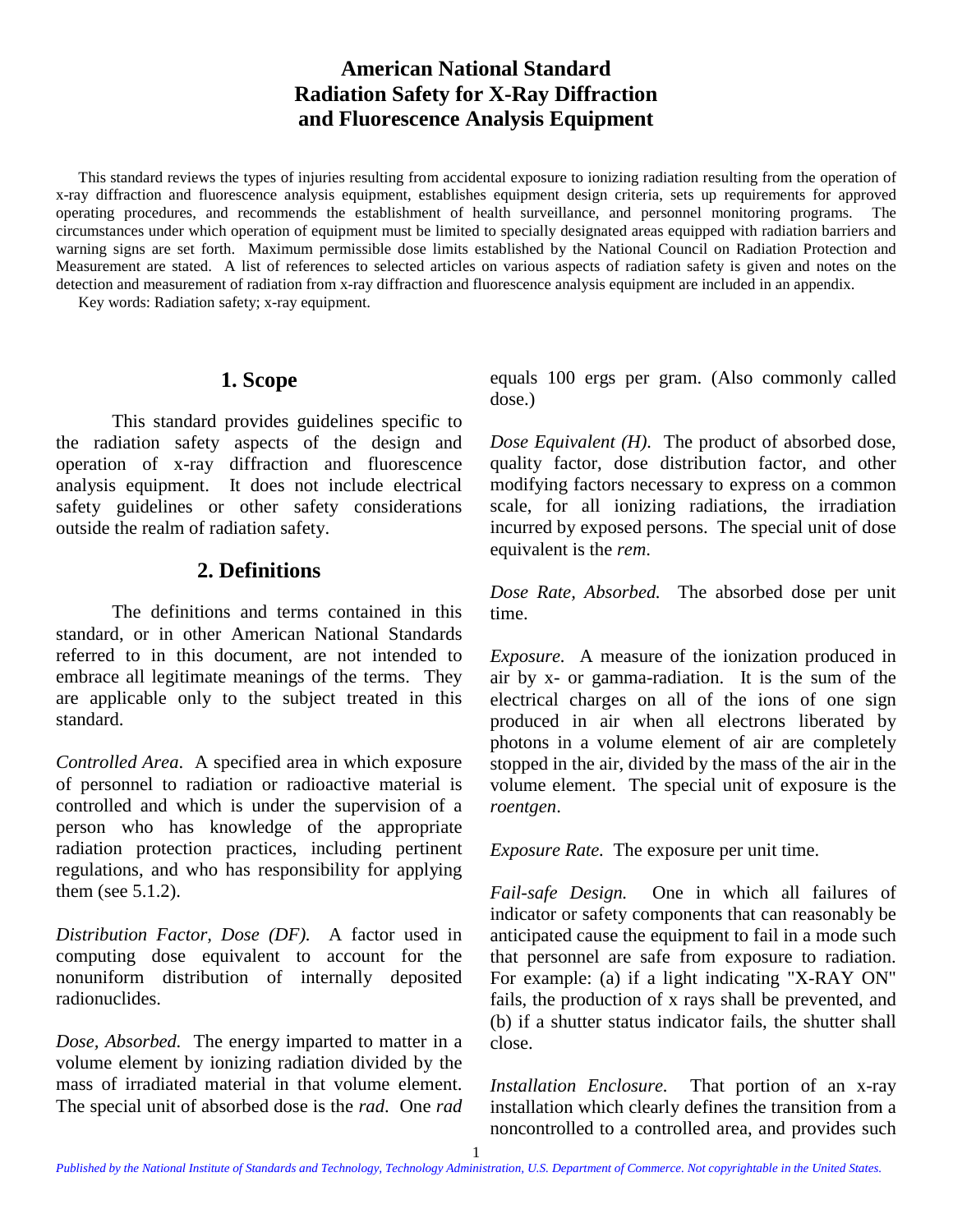# American National Standard Radiation Safety for X-Ray Diffraction and Fluorescence Analysis Equipment

This standard reviews the types of injuries resulting from accidental exposure to ionizing radiation resulting from the operation of x-ray diffraction and fluorescence analysis equipment, establishes equipment design criteria, sets up requirements for approved operating procedures, and recommends the establishment of health surveillance, and personnel monitoring programs. The circumstances under which operation of equipment must be limited to specially designated areas equipped with radiation barriers and warning signs are set forth. Maximum permissible dose limits established by the National Council on Radiation Protection and Measurement are stated. A list of references to selected articles on various aspects of radiation safety is given and notes on the detection and measurement of radiation from x-ray diffraction and fluorescence analysis equipment are included in an appendix.

Key words: Radiation safety; x-ray equipment.

## 1. Scope

This standard provides guidelines specific to the radiation safety aspects of the design and operation of x-ray diffraction and fluorescence analysis equipment. It does not include electrical safety guidelines or other safety considerations outside the realm of radiation safety.

## 2. Definitions

The definitions and terms contained in this standard, or in other American National Standards referred to in this document, are not intended to embrace all legitimate meanings of the terms. They are applicable only to the subject treated in this standard.

*Controlled Area*. A specified area in which exposure of personnel to radiation or radioactive material is controlled and which is under the supervision of a person who has knowledge of the appropriate radiation protection practices, including pertinent regulations, and who has responsibility for applying them (see 5.1.2).

*Distribution Factor, Dose (DF)*. A factor used in computing dose equivalent to account for the nonuniform distribution of internally deposited radionuclides.

*Dose, Absorbed.* The energy imparted to matter in a volume element by ionizing radiation divided by the mass of irradiated material in that volume element. The special unit of absorbed dose is the *rad*. One *rad* equals 100 ergs per gram. (Also commonly called dose.)

*Dose Equivalent (H).* The product of absorbed dose, quality factor, dose distribution factor, and other modifying factors necessary to express on a common scale, for all ionizing radiations, the irradiation incurred by exposed persons. The special unit of dose equivalent is the *rem*.

*Dose Rate, Absorbed.* The absorbed dose per unit time.

*Exposure*. A measure of the ionization produced in air by x- or gamma-radiation. It is the sum of the electrical charges on all of the ions of one sign produced in air when all electrons liberated by photons in a volume element of air are completely stopped in the air, divided by the mass of the air in the volume element. The special unit of exposure is the *roentgen*.

*Exposure Rate.* The exposure per unit time.

*Fail-safe Design.* One in which all failures of indicator or safety components that can reasonably be anticipated cause the equipment to fail in a mode such that personnel are safe from exposure to radiation. For example: (a) if a light indicating "X-RAY ON" fails, the production of x rays shall be prevented, and (b) if a shutter status indicator fails, the shutter shall close.

*Installation Enclosure.* That portion of an x-ray installation which clearly defines the transition from a noncontrolled to a controlled area, and provides such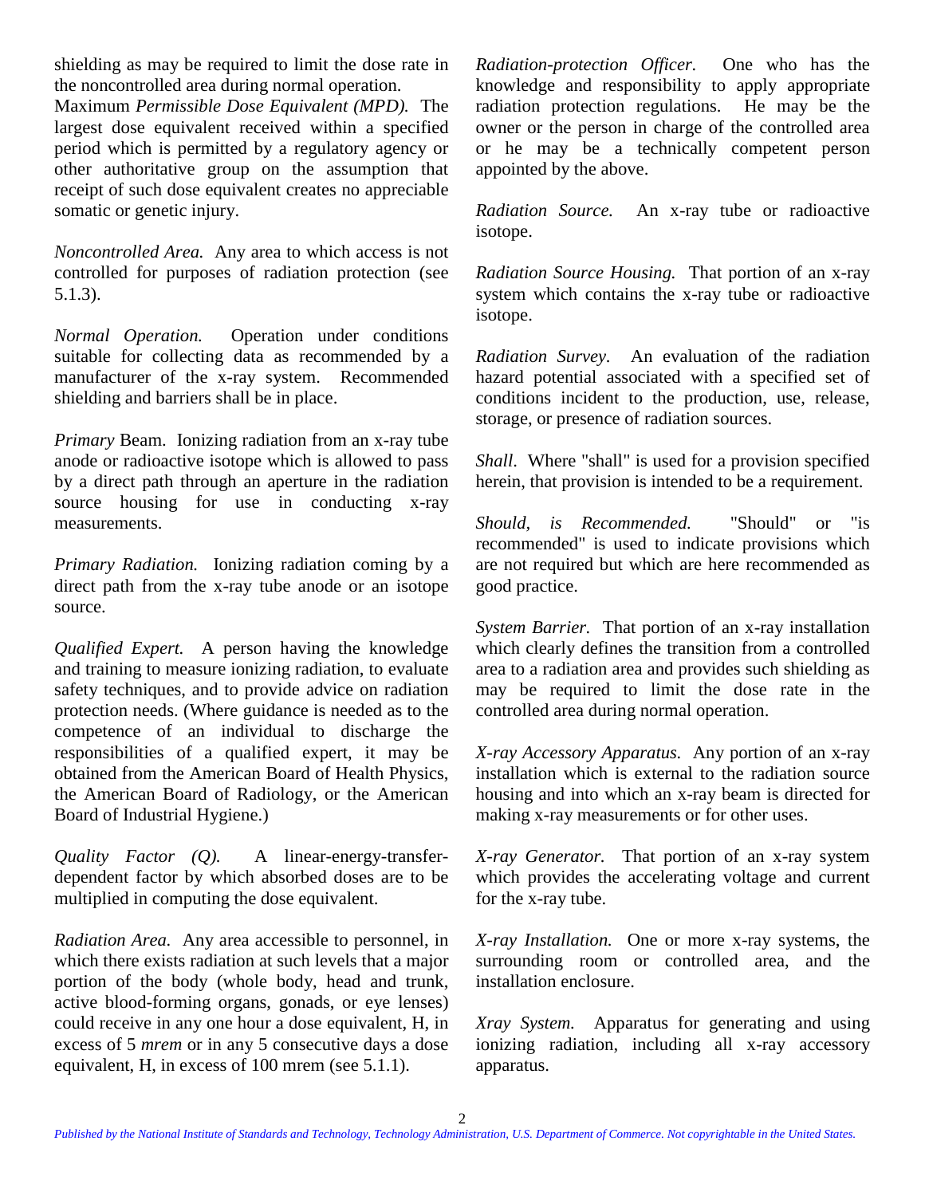shielding as may be required to limit the dose rate in the noncontrolled area during normal operation.

Maximum *Permissible Dose Equivalent (MPD).* The largest dose equivalent received within a specified period which is permitted by a regulatory agency or other authoritative group on the assumption that receipt of such dose equivalent creates no appreciable somatic or genetic injury.

*Noncontrolled Area.* Any area to which access is not controlled for purposes of radiation protection (see 5.1.3).

*Normal Operation.* Operation under conditions suitable for collecting data as recommended by a manufacturer of the x-ray system. Recommended shielding and barriers shall be in place.

*Primary* Beam. Ionizing radiation from an x-ray tube anode or radioactive isotope which is allowed to pass by a direct path through an aperture in the radiation source housing for use in conducting x-ray measurements.

*Primary Radiation.* Ionizing radiation coming by a direct path from the x-ray tube anode or an isotope source.

*Qualified Expert.* A person having the knowledge and training to measure ionizing radiation, to evaluate safety techniques, and to provide advice on radiation protection needs. (Where guidance is needed as to the competence of an individual to discharge the responsibilities of a qualified expert, it may be obtained from the American Board of Health Physics, the American Board of Radiology, or the American Board of Industrial Hygiene.)

*Quality Factor (Q).* A linear-energy-transfer-dependent factor by which absorbed doses are to be multiplied in computing the dose equivalent.

*Radiation Area.* Any area accessible to personnel, in which there exists radiation at such levels that a major portion of the body (whole body, head and trunk, active blood-forming organs, gonads, or eye lenses) could receive in any one hour a dose equivalent, H, in excess of 5 *mrem* or in any 5 consecutive days a dose equivalent, H, in excess of 100 mrem (see 5.1.1).

*Radiation-protection Officer.* One who has the knowledge and responsibility to apply appropriate radiation protection regulations. He may be the owner or the person in charge of the controlled area or he may be a technically competent person appointed by the above.

*Radiation Source.* An x-ray tube or radioactive isotope.

*Radiation Source Housing.* That portion of an x-ray system which contains the x-ray tube or radioactive isotope.

*Radiation Survey.* An evaluation of the radiation hazard potential associated with a specified set of conditions incident to the production, use, release, storage, or presence of radiation sources.

*Shall.* Where "shall" is used for a provision specified herein, that provision is intended to be a requirement.

*Should, is Recommended.* "Should" or "is recommended" is used to indicate provisions which are not required but which are here recommended as good practice.

*System Barrier.* That portion of an x-ray installation which clearly defines the transition from a controlled area to a radiation area and provides such shielding as may be required to limit the dose rate in the controlled area during normal operation.

*X-ray Accessory Apparatus.* Any portion of an x-ray installation which is external to the radiation source housing and into which an x-ray beam is directed for making x-ray measurements or for other uses.

*X-ray Generator.* That portion of an x-ray system which provides the accelerating voltage and current for the x-ray tube.

*X-ray Installation.* One or more x-ray systems, the surrounding room or controlled area, and the installation enclosure.

*Xray System.* Apparatus for generating and using ionizing radiation, including all x-ray accessory apparatus.

*Published by the National Institute of Standards and Technology, Technology Administration, U.S. Department of Commerce. Not copyrightable in the United States.*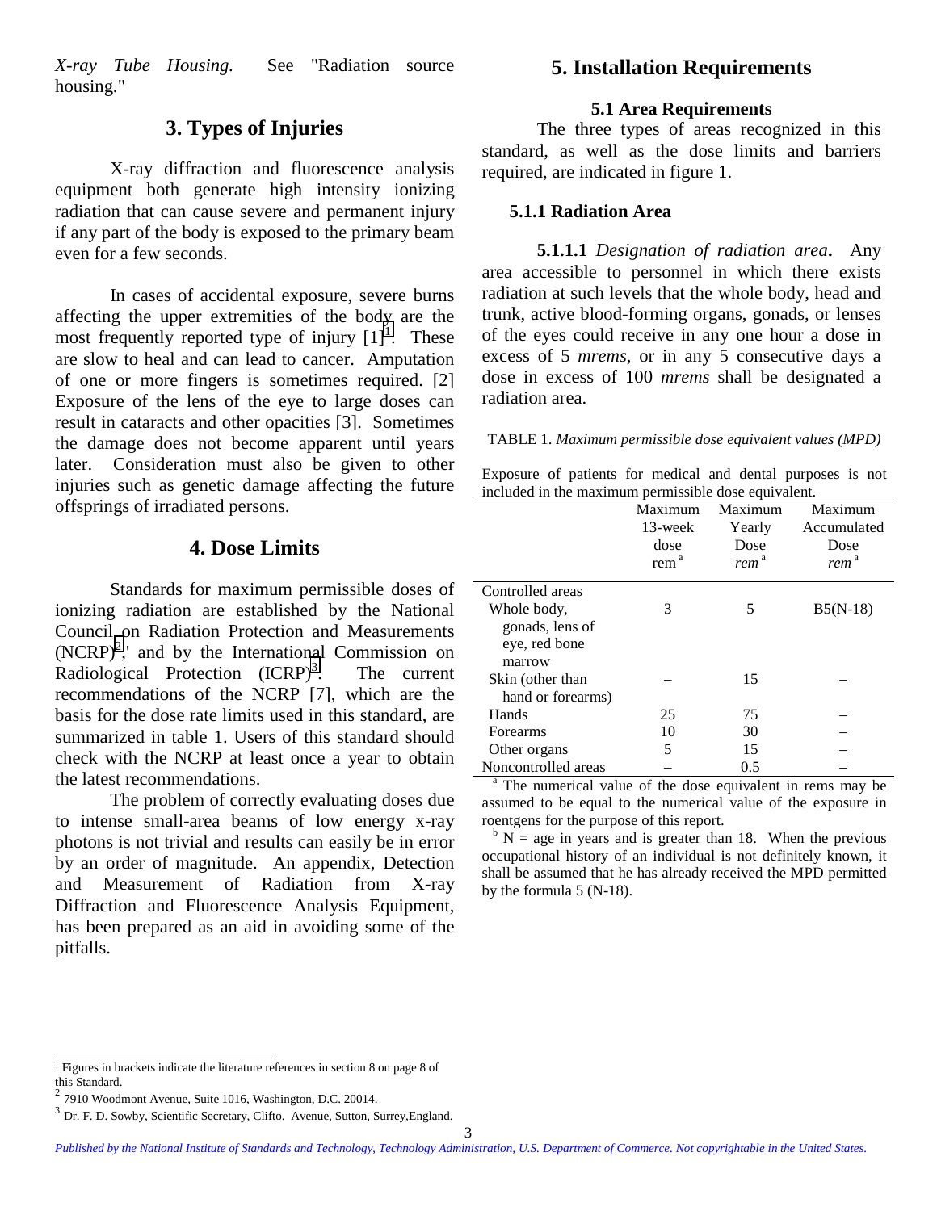*X-ray Tube Housing.* See "Radiation source housing."

## 3. Types of Injuries

X-ray diffraction and fluorescence analysis equipment both generate high intensity ionizing radiation that can cause severe and permanent injury if any part of the body is exposed to the primary beam even for a few seconds.

In cases of accidental exposure, severe burns affecting the upper extremities of the body are the most frequently reported type of injury [1][1]. These are slow to heal and can lead to cancer. Amputation of one or more fingers is sometimes required. [2] Exposure of the lens of the eye to large doses can result in cataracts and other opacities [3]. Sometimes the damage does not become apparent until years later. Consideration must also be given to other injuries such as genetic damage affecting the future offsprings of irradiated persons.

## 4. Dose Limits

Standards for maximum permissible doses of ionizing radiation are established by the National Council on Radiation Protection and Measurements (NCRP)[2]," and by the International Commission on Radiological Protection (ICRP)[3]. The current recommendations of the NCRP [7], which are the basis for the dose rate limits used in this standard, are summarized in table 1. Users of this standard should check with the NCRP at least once a year to obtain the latest recommendations.

The problem of correctly evaluating doses due to intense small-area beams of low energy x-ray photons is not trivial and results can easily be in error by an order of magnitude. An appendix, Detection and Measurement of Radiation from X-ray Diffraction and Fluorescence Analysis Equipment, has been prepared as an aid in avoiding some of the pitfalls.

[1] Figures in brackets indicate the literature references in section 8 on page 8 of this Standard.

[2] 7910 Woodmont Avenue, Suite 1016, Washington, D.C. 20014.

[3] Dr. F. D. Sowby, Scientific Secretary, Clifto. Avenue, Sutton, Surrey,England.

## 5. Installation Requirements

### 5.1 Area Requirements

The three types of areas recognized in this standard, as well as the dose limits and barriers required, are indicated in figure 1.

### 5.1.1 Radiation Area

**5.1.1.1** *Designation of radiation area***.** Any area accessible to personnel in which there exists radiation at such levels that the whole body, head and trunk, active blood-forming organs, gonads, or lenses of the eyes could receive in any one hour a dose in excess of 5 *mrems*, or in any 5 consecutive days a dose in excess of 100 *mrems* shall be designated a radiation area.

TABLE 1. *Maximum permissible dose equivalent values (MPD)*

Exposure of patients for medical and dental purposes is not included in the maximum permissible dose equivalent.

| | Maximum 13-week dose rem [a] | Maximum Yearly Dose *rem* [a] | Maximum Accumulated Dose *rem* [a] |
|---|---|---|---|
| Controlled areas | | | |
| Whole body, gonads, lens of eye, red bone marrow | 3 | 5 | B5(N-18) |
| Skin (other than hand or forearms) | – | 15 | – |
| Hands | 25 | 75 | – |
| Forearms | 10 | 30 | – |
| Other organs | 5 | 15 | – |
| Noncontrolled areas | – | 0.5 | – |

[a] The numerical value of the dose equivalent in rems may be assumed to be equal to the numerical value of the exposure in roentgens for the purpose of this report.

[b] N = age in years and is greater than 18. When the previous occupational history of an individual is not definitely known, it shall be assumed that he has already received the MPD permitted by the formula 5 (N-18).

*Published by the National Institute of Standards and Technology, Technology Administration, U.S. Department of Commerce. Not copyrightable in the United States.*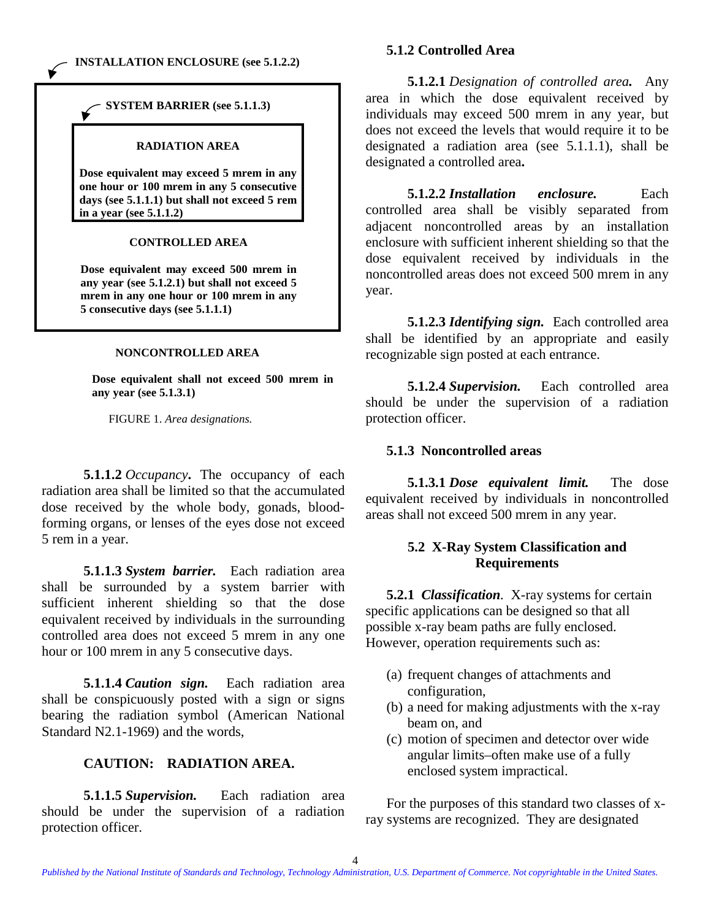INSTALLATION ENCLOSURE (see 5.1.2.2)

SYSTEM BARRIER (see 5.1.1.3)

**RADIATION AREA**

**Dose equivalent may exceed 5 mrem in any one hour or 100 mrem in any 5 consecutive days (see 5.1.1.1) but shall not exceed 5 rem in a year (see 5.1.1.2)**

**CONTROLLED AREA**

**Dose equivalent may exceed 500 mrem in any year (see 5.1.2.1) but shall not exceed 5 mrem in any one hour or 100 mrem in any 5 consecutive days (see 5.1.1.1)**

**NONCONTROLLED AREA**

**Dose equivalent shall not exceed 500 mrem in any year (see 5.1.3.1)**

FIGURE 1. *Area designations.*

**5.1.1.2** *Occupancy***.** The occupancy of each radiation area shall be limited so that the accumulated dose received by the whole body, gonads, blood-forming organs, or lenses of the eyes dose not exceed 5 rem in a year.

**5.1.1.3** ***System barrier.*** Each radiation area shall be surrounded by a system barrier with sufficient inherent shielding so that the dose equivalent received by individuals in the surrounding controlled area does not exceed 5 mrem in any one hour or 100 mrem in any 5 consecutive days.

**5.1.1.4** ***Caution sign.*** Each radiation area shall be conspicuously posted with a sign or signs bearing the radiation symbol (American National Standard N2.1-1969) and the words,

**CAUTION: RADIATION AREA.**

**5.1.1.5** ***Supervision.*** Each radiation area should be under the supervision of a radiation protection officer.

### 5.1.2 Controlled Area

**5.1.2.1** *Designation of controlled area.* Any area in which the dose equivalent received by individuals may exceed 500 mrem in any year, but does not exceed the levels that would require it to be designated a radiation area (see 5.1.1.1), shall be designated a controlled area**.**

**5.1.2.2** ***Installation enclosure.*** Each controlled area shall be visibly separated from adjacent noncontrolled areas by an installation enclosure with sufficient inherent shielding so that the dose equivalent received by individuals in the noncontrolled areas does not exceed 500 mrem in any year.

**5.1.2.3** ***Identifying sign.*** Each controlled area shall be identified by an appropriate and easily recognizable sign posted at each entrance.

**5.1.2.4** ***Supervision.*** Each controlled area should be under the supervision of a radiation protection officer.

### 5.1.3 Noncontrolled areas

**5.1.3.1** ***Dose equivalent limit.*** The dose equivalent received by individuals in noncontrolled areas shall not exceed 500 mrem in any year.

## 5.2 X-Ray System Classification and Requirements

**5.2.1** ***Classification***. X-ray systems for certain specific applications can be designed so that all possible x-ray beam paths are fully enclosed. However, operation requirements such as:

(a) frequent changes of attachments and configuration,
(b) a need for making adjustments with the x-ray beam on, and
(c) motion of specimen and detector over wide angular limits–often make use of a fully enclosed system impractical.

For the purposes of this standard two classes of x-ray systems are recognized. They are designated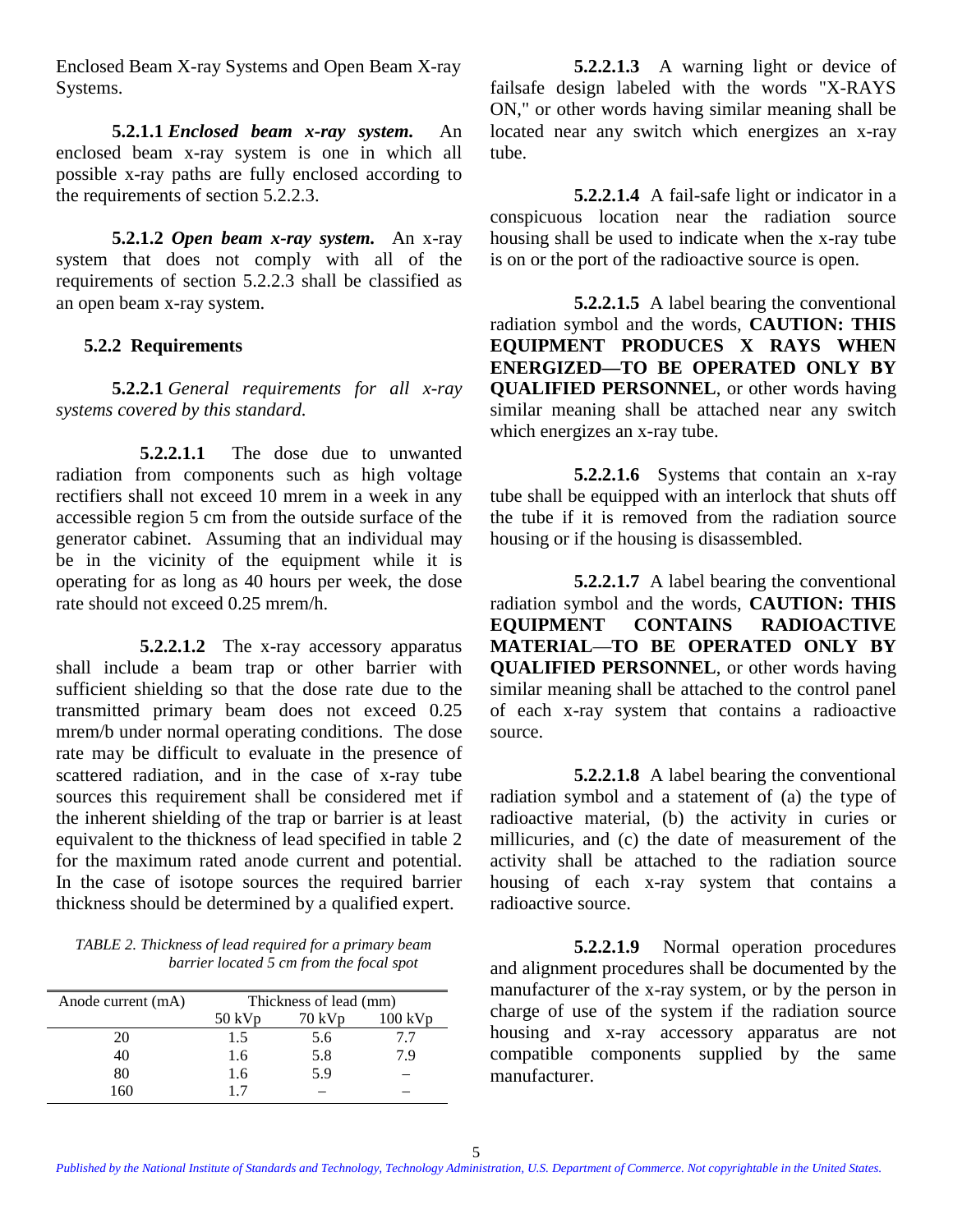Enclosed Beam X-ray Systems and Open Beam X-ray Systems.

**5.2.1.1** ***Enclosed beam x-ray system.*** An enclosed beam x-ray system is one in which all possible x-ray paths are fully enclosed according to the requirements of section 5.2.2.3.

**5.2.1.2** ***Open beam x-ray system.*** An x-ray system that does not comply with all of the requirements of section 5.2.2.3 shall be classified as an open beam x-ray system.

**5.2.2 Requirements**

**5.2.2.1** *General requirements for all x-ray systems covered by this standard.*

**5.2.2.1.1** The dose due to unwanted radiation from components such as high voltage rectifiers shall not exceed 10 mrem in a week in any accessible region 5 cm from the outside surface of the generator cabinet. Assuming that an individual may be in the vicinity of the equipment while it is operating for as long as 40 hours per week, the dose rate should not exceed 0.25 mrem/h.

**5.2.2.1.2** The x-ray accessory apparatus shall include a beam trap or other barrier with sufficient shielding so that the dose rate due to the transmitted primary beam does not exceed 0.25 mrem/b under normal operating conditions. The dose rate may be difficult to evaluate in the presence of scattered radiation, and in the case of x-ray tube sources this requirement shall be considered met if the inherent shielding of the trap or barrier is at least equivalent to the thickness of lead specified in table 2 for the maximum rated anode current and potential. In the case of isotope sources the required barrier thickness should be determined by a qualified expert.

*TABLE 2. Thickness of lead required for a primary beam barrier located 5 cm from the focal spot*

| Anode current (mA) | Thickness of lead (mm) | | |
|---|---|---|---|
| | 50 kVp | 70 kVp | 100 kVp |
| 20 | 1.5 | 5.6 | 7.7 |
| 40 | 1.6 | 5.8 | 7.9 |
| 80 | 1.6 | 5.9 | – |
| 160 | 1.7 | – | – |

**5.2.2.1.3** A warning light or device of failsafe design labeled with the words "X-RAYS ON," or other words having similar meaning shall be located near any switch which energizes an x-ray tube.

**5.2.2.1.4** A fail-safe light or indicator in a conspicuous location near the radiation source housing shall be used to indicate when the x-ray tube is on or the port of the radioactive source is open.

**5.2.2.1.5** A label bearing the conventional radiation symbol and the words, **CAUTION: THIS EQUIPMENT PRODUCES X RAYS WHEN ENERGIZED—TO BE OPERATED ONLY BY QUALIFIED PERSONNEL**, or other words having similar meaning shall be attached near any switch which energizes an x-ray tube.

**5.2.2.1.6** Systems that contain an x-ray tube shall be equipped with an interlock that shuts off the tube if it is removed from the radiation source housing or if the housing is disassembled.

**5.2.2.1.7** A label bearing the conventional radiation symbol and the words, **CAUTION: THIS EQUIPMENT CONTAINS RADIOACTIVE MATERIAL—TO BE OPERATED ONLY BY QUALIFIED PERSONNEL**, or other words having similar meaning shall be attached to the control panel of each x-ray system that contains a radioactive source.

**5.2.2.1.8** A label bearing the conventional radiation symbol and a statement of (a) the type of radioactive material, (b) the activity in curies or millicuries, and (c) the date of measurement of the activity shall be attached to the radiation source housing of each x-ray system that contains a radioactive source.

**5.2.2.1.9** Normal operation procedures and alignment procedures shall be documented by the manufacturer of the x-ray system, or by the person in charge of use of the system if the radiation source housing and x-ray accessory apparatus are not compatible components supplied by the same manufacturer.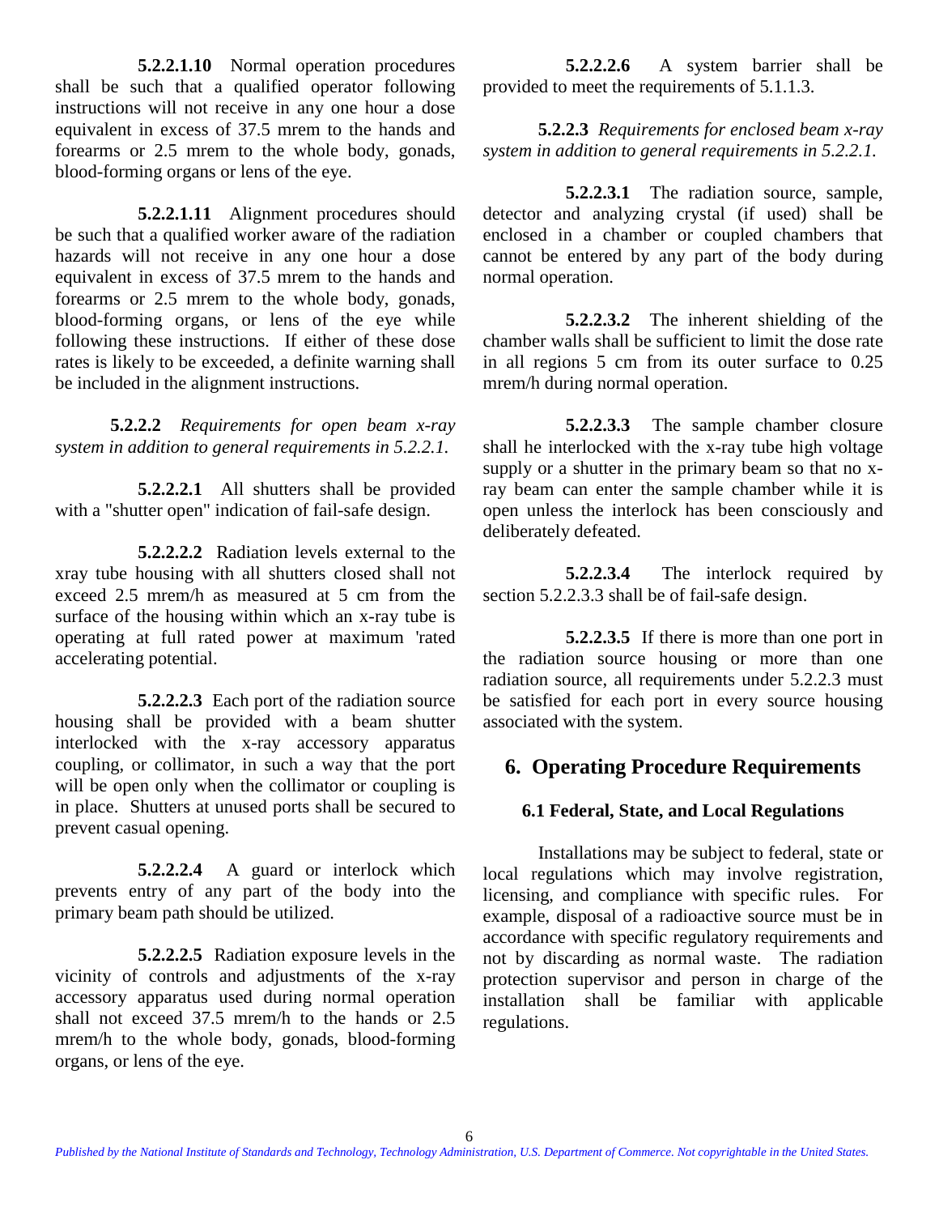**5.2.2.1.10** Normal operation procedures shall be such that a qualified operator following instructions will not receive in any one hour a dose equivalent in excess of 37.5 mrem to the hands and forearms or 2.5 mrem to the whole body, gonads, blood-forming organs or lens of the eye.

**5.2.2.1.11** Alignment procedures should be such that a qualified worker aware of the radiation hazards will not receive in any one hour a dose equivalent in excess of 37.5 mrem to the hands and forearms or 2.5 mrem to the whole body, gonads, blood-forming organs, or lens of the eye while following these instructions. If either of these dose rates is likely to be exceeded, a definite warning shall be included in the alignment instructions.

**5.2.2.2** *Requirements for open beam x-ray system in addition to general requirements in 5.2.2.1.*

**5.2.2.2.1** All shutters shall be provided with a "shutter open" indication of fail-safe design.

**5.2.2.2.2** Radiation levels external to the xray tube housing with all shutters closed shall not exceed 2.5 mrem/h as measured at 5 cm from the surface of the housing within which an x-ray tube is operating at full rated power at maximum 'rated accelerating potential.

**5.2.2.2.3** Each port of the radiation source housing shall be provided with a beam shutter interlocked with the x-ray accessory apparatus coupling, or collimator, in such a way that the port will be open only when the collimator or coupling is in place. Shutters at unused ports shall be secured to prevent casual opening.

**5.2.2.2.4** A guard or interlock which prevents entry of any part of the body into the primary beam path should be utilized.

**5.2.2.2.5** Radiation exposure levels in the vicinity of controls and adjustments of the x-ray accessory apparatus used during normal operation shall not exceed 37.5 mrem/h to the hands or 2.5 mrem/h to the whole body, gonads, blood-forming organs, or lens of the eye.

**5.2.2.2.6** A system barrier shall be provided to meet the requirements of 5.1.1.3.

**5.2.2.3** *Requirements for enclosed beam x-ray system in addition to general requirements in 5.2.2.1.*

**5.2.2.3.1** The radiation source, sample, detector and analyzing crystal (if used) shall be enclosed in a chamber or coupled chambers that cannot be entered by any part of the body during normal operation.

**5.2.2.3.2** The inherent shielding of the chamber walls shall be sufficient to limit the dose rate in all regions 5 cm from its outer surface to 0.25 mrem/h during normal operation.

**5.2.2.3.3** The sample chamber closure shall he interlocked with the x-ray tube high voltage supply or a shutter in the primary beam so that no x-ray beam can enter the sample chamber while it is open unless the interlock has been consciously and deliberately defeated.

**5.2.2.3.4** The interlock required by section 5.2.2.3.3 shall be of fail-safe design.

**5.2.2.3.5** If there is more than one port in the radiation source housing or more than one radiation source, all requirements under 5.2.2.3 must be satisfied for each port in every source housing associated with the system.

# 6. Operating Procedure Requirements

## 6.1 Federal, State, and Local Regulations

Installations may be subject to federal, state or local regulations which may involve registration, licensing, and compliance with specific rules. For example, disposal of a radioactive source must be in accordance with specific regulatory requirements and not by discarding as normal waste. The radiation protection supervisor and person in charge of the installation shall be familiar with applicable regulations.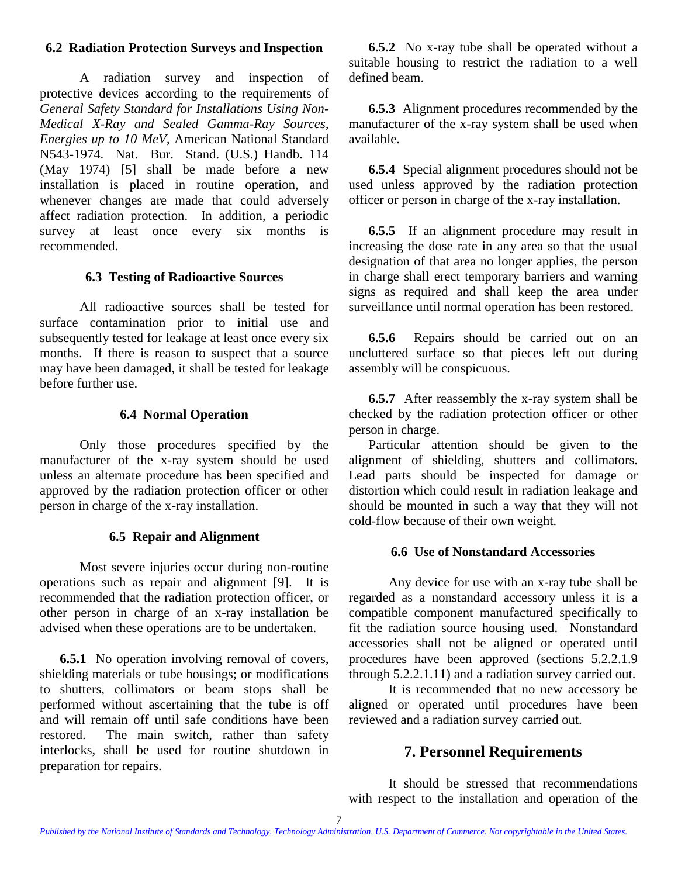### 6.2 Radiation Protection Surveys and Inspection

A radiation survey and inspection of protective devices according to the requirements of *General Safety Standard for Installations Using Non-Medical X-Ray and Sealed Gamma-Ray Sources, Energies up to 10 MeV*, American National Standard N543-1974. Nat. Bur. Stand. (U.S.) Handb. 114 (May 1974) [5] shall be made before a new installation is placed in routine operation, and whenever changes are made that could adversely affect radiation protection. In addition, a periodic survey at least once every six months is recommended.

### 6.3 Testing of Radioactive Sources

All radioactive sources shall be tested for surface contamination prior to initial use and subsequently tested for leakage at least once every six months. If there is reason to suspect that a source may have been damaged, it shall be tested for leakage before further use.

### 6.4 Normal Operation

Only those procedures specified by the manufacturer of the x-ray system should be used unless an alternate procedure has been specified and approved by the radiation protection officer or other person in charge of the x-ray installation.

### 6.5 Repair and Alignment

Most severe injuries occur during non-routine operations such as repair and alignment [9]. It is recommended that the radiation protection officer, or other person in charge of an x-ray installation be advised when these operations are to be undertaken.

**6.5.1** No operation involving removal of covers, shielding materials or tube housings; or modifications to shutters, collimators or beam stops shall be performed without ascertaining that the tube is off and will remain off until safe conditions have been restored. The main switch, rather than safety interlocks, shall be used for routine shutdown in preparation for repairs.

**6.5.2** No x-ray tube shall be operated without a suitable housing to restrict the radiation to a well defined beam.

**6.5.3** Alignment procedures recommended by the manufacturer of the x-ray system shall be used when available.

**6.5.4** Special alignment procedures should not be used unless approved by the radiation protection officer or person in charge of the x-ray installation.

**6.5.5** If an alignment procedure may result in increasing the dose rate in any area so that the usual designation of that area no longer applies, the person in charge shall erect temporary barriers and warning signs as required and shall keep the area under surveillance until normal operation has been restored.

**6.5.6** Repairs should be carried out on an uncluttered surface so that pieces left out during assembly will be conspicuous.

**6.5.7** After reassembly the x-ray system shall be checked by the radiation protection officer or other person in charge.

Particular attention should be given to the alignment of shielding, shutters and collimators. Lead parts should be inspected for damage or distortion which could result in radiation leakage and should be mounted in such a way that they will not cold-flow because of their own weight.

### 6.6 Use of Nonstandard Accessories

Any device for use with an x-ray tube shall be regarded as a nonstandard accessory unless it is a compatible component manufactured specifically to fit the radiation source housing used. Nonstandard accessories shall not be aligned or operated until procedures have been approved (sections 5.2.2.1.9 through 5.2.2.1.11) and a radiation survey carried out.

It is recommended that no new accessory be aligned or operated until procedures have been reviewed and a radiation survey carried out.

## 7. Personnel Requirements

It should be stressed that recommendations with respect to the installation and operation of the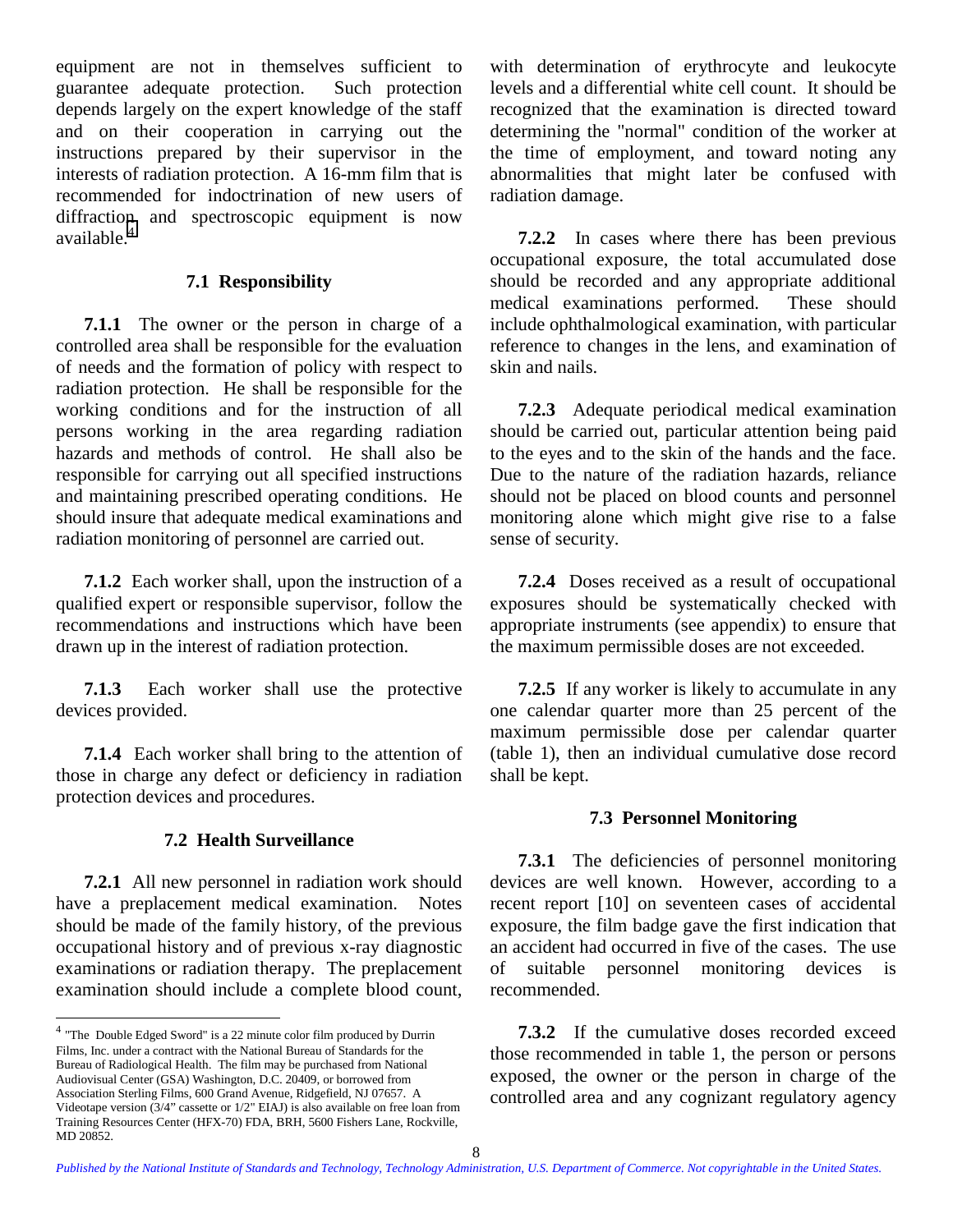equipment are not in themselves sufficient to guarantee adequate protection. Such protection depends largely on the expert knowledge of the staff and on their cooperation in carrying out the instructions prepared by their supervisor in the interests of radiation protection. A 16-mm film that is recommended for indoctrination of new users of diffraction and spectroscopic equipment is now available.[4]

### 7.1 Responsibility

**7.1.1** The owner or the person in charge of a controlled area shall be responsible for the evaluation of needs and the formation of policy with respect to radiation protection. He shall be responsible for the working conditions and for the instruction of all persons working in the area regarding radiation hazards and methods of control. He shall also be responsible for carrying out all specified instructions and maintaining prescribed operating conditions. He should insure that adequate medical examinations and radiation monitoring of personnel are carried out.

**7.1.2** Each worker shall, upon the instruction of a qualified expert or responsible supervisor, follow the recommendations and instructions which have been drawn up in the interest of radiation protection.

**7.1.3** Each worker shall use the protective devices provided.

**7.1.4** Each worker shall bring to the attention of those in charge any defect or deficiency in radiation protection devices and procedures.

### 7.2 Health Surveillance

**7.2.1** All new personnel in radiation work should have a preplacement medical examination. Notes should be made of the family history, of the previous occupational history and of previous x-ray diagnostic examinations or radiation therapy. The preplacement examination should include a complete blood count, with determination of erythrocyte and leukocyte levels and a differential white cell count. It should be recognized that the examination is directed toward determining the "normal" condition of the worker at the time of employment, and toward noting any abnormalities that might later be confused with radiation damage.

**7.2.2** In cases where there has been previous occupational exposure, the total accumulated dose should be recorded and any appropriate additional medical examinations performed. These should include ophthalmological examination, with particular reference to changes in the lens, and examination of skin and nails.

**7.2.3** Adequate periodical medical examination should be carried out, particular attention being paid to the eyes and to the skin of the hands and the face. Due to the nature of the radiation hazards, reliance should not be placed on blood counts and personnel monitoring alone which might give rise to a false sense of security.

**7.2.4** Doses received as a result of occupational exposures should be systematically checked with appropriate instruments (see appendix) to ensure that the maximum permissible doses are not exceeded.

**7.2.5** If any worker is likely to accumulate in any one calendar quarter more than 25 percent of the maximum permissible dose per calendar quarter (table 1), then an individual cumulative dose record shall be kept.

### 7.3 Personnel Monitoring

**7.3.1** The deficiencies of personnel monitoring devices are well known. However, according to a recent report [10] on seventeen cases of accidental exposure, the film badge gave the first indication that an accident had occurred in five of the cases. The use of suitable personnel monitoring devices is recommended.

**7.3.2** If the cumulative doses recorded exceed those recommended in table 1, the person or persons exposed, the owner or the person in charge of the controlled area and any cognizant regulatory agency

---

[4] "The Double Edged Sword" is a 22 minute color film produced by Durrin Films, Inc. under a contract with the National Bureau of Standards for the Bureau of Radiological Health. The film may be purchased from National Audiovisual Center (GSA) Washington, D.C. 20409, or borrowed from Association Sterling Films, 600 Grand Avenue, Ridgefield, NJ 07657. A Videotape version (3/4" cassette or 1/2" EIAJ) is also available on free loan from Training Resources Center (HFX-70) FDA, BRH, 5600 Fishers Lane, Rockville, MD 20852.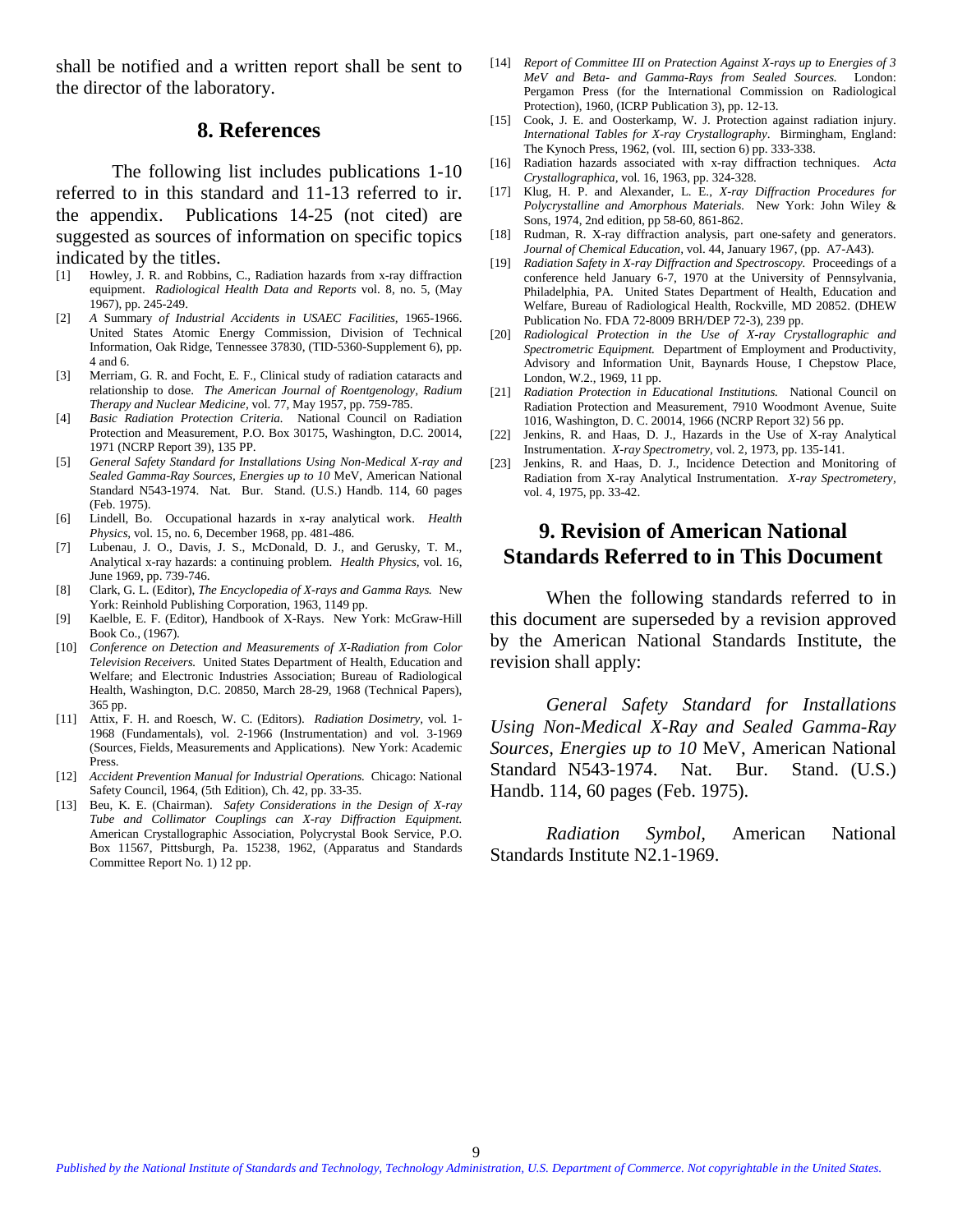shall be notified and a written report shall be sent to the director of the laboratory.

## 8. References

The following list includes publications 1-10 referred to in this standard and 11-13 referred to ir. the appendix. Publications 14-25 (not cited) are suggested as sources of information on specific topics indicated by the titles.

[1] Howley, J. R. and Robbins, C., Radiation hazards from x-ray diffraction equipment. *Radiological Health Data and Reports* vol. 8, no. 5, (May 1967), pp. 245-249.

[2] *A* Summary *of Industrial Accidents in USAEC Facilities,* 1965-1966. United States Atomic Energy Commission, Division of Technical Information, Oak Ridge, Tennessee 37830, (TID-5360-Supplement 6), pp. 4 and 6.

[3] Merriam, G. R. and Focht, E. F., Clinical study of radiation cataracts and relationship to dose. *The American Journal of Roentgenology, Radium Therapy and Nuclear Medicine*, vol. 77, May 1957, pp. 759-785.

[4] *Basic Radiation Protection Criteria.* National Council on Radiation Protection and Measurement, P.O. Box 30175, Washington, D.C. 20014, 1971 (NCRP Report 39), 135 PP.

[5] *General Safety Standard for Installations Using Non-Medical X-ray and Sealed Gamma-Ray Sources, Energies up to 10* MeV, American National Standard N543-1974. Nat. Bur. Stand. (U.S.) Handb. 114, 60 pages (Feb. 1975).

[6] Lindell, Bo. Occupational hazards in x-ray analytical work. *Health Physics*, vol. 15, no. 6, December 1968, pp. 481-486.

[7] Lubenau, J. O., Davis, J. S., McDonald, D. J., and Gerusky, T. M., Analytical x-ray hazards: a continuing problem. *Health Physics,* vol. 16, June 1969, pp. 739-746.

[8] Clark, G. L. (Editor), *The Encyclopedia of X-rays and Gamma Rays.* New York: Reinhold Publishing Corporation, 1963, 1149 pp.

[9] Kaelble, E. F. (Editor), Handbook of X-Rays. New York: McGraw-Hill Book Co., (1967).

[10] *Conference on Detection and Measurements of X-Radiation from Color Television Receivers.* United States Department of Health, Education and Welfare; and Electronic Industries Association; Bureau of Radiological Health, Washington, D.C. 20850, March 28-29, 1968 (Technical Papers), 365 pp.

[11] Attix, F. H. and Roesch, W. C. (Editors). *Radiation Dosimetry*, vol. 1-1968 (Fundamentals), vol. 2-1966 (Instrumentation) and vol. 3-1969 (Sources, Fields, Measurements and Applications). New York: Academic Press.

[12] *Accident Prevention Manual for Industrial Operations.* Chicago: National Safety Council, 1964, (5th Edition), Ch. 42, pp. 33-35.

[13] Beu, K. E. (Chairman). *Safety Considerations in the Design of X-ray Tube and Collimator Couplings can X-ray Diffraction Equipment.* American Crystallographic Association, Polycrystal Book Service, P.O. Box 11567, Pittsburgh, Pa. 15238, 1962, (Apparatus and Standards Committee Report No. 1) 12 pp.

[14] *Report of Committee III on Protection Against X-rays up to Energies of 3 MeV and Beta- and Gamma-Rays from Sealed Sources.* London: Pergamon Press (for the International Commission on Radiological Protection), 1960, (ICRP Publication 3), pp. 12-13.

[15] Cook, J. E. and Oosterkamp, W. J. Protection against radiation injury. *International Tables for X-ray Crystallography*. Birmingham, England: The Kynoch Press, 1962, (vol. III, section 6) pp. 333-338.

[16] Radiation hazards associated with x-ray diffraction techniques. *Acta Crystallographica,* vol. 16, 1963, pp. 324-328.

[17] Klug, H. P. and Alexander, L. E., *X-ray Diffraction Procedures for Polycrystalline and Amorphous Materials.* New York: John Wiley & Sons, 1974, 2nd edition, pp 58-60, 861-862.

[18] Rudman, R. X-ray diffraction analysis, part one-safety and generators. *Journal of Chemical Education,* vol. 44, January 1967, (pp. A7-A43).

[19] *Radiation Safety in X-ray Diffraction and Spectroscopy.* Proceedings of a conference held January 6-7, 1970 at the University of Pennsylvania, Philadelphia, PA. United States Department of Health, Education and Welfare, Bureau of Radiological Health, Rockville, MD 20852. (DHEW Publication No. FDA 72-8009 BRH/DEP 72-3), 239 pp.

[20] *Radiological Protection in the Use of X-ray Crystallographic and Spectrometric Equipment.* Department of Employment and Productivity, Advisory and Information Unit, Baynards House, I Chepstow Place, London, W.2., 1969, 11 pp.

[21] *Radiation Protection in Educational Institutions.* National Council on Radiation Protection and Measurement, 7910 Woodmont Avenue, Suite 1016, Washington, D. C. 20014, 1966 (NCRP Report 32) 56 pp.

[22] Jenkins, R. and Haas, D. J., Hazards in the Use of X-ray Analytical Instrumentation. *X-ray Spectrometry,* vol. 2, 1973, pp. 135-141.

[23] Jenkins, R. and Haas, D. J., Incidence Detection and Monitoring of Radiation from X-ray Analytical Instrumentation. *X-ray Spectrometery*, vol. 4, 1975, pp. 33-42.

## 9. Revision of American National Standards Referred to in This Document

When the following standards referred to in this document are superseded by a revision approved by the American National Standards Institute, the revision shall apply:

*General Safety Standard for Installations Using Non-Medical X-Ray and Sealed Gamma-Ray Sources, Energies up to 10* MeV, American National Standard N543-1974. Nat. Bur. Stand. (U.S.) Handb. 114, 60 pages (Feb. 1975).

*Radiation Symbol*, American National Standards Institute N2.1-1969.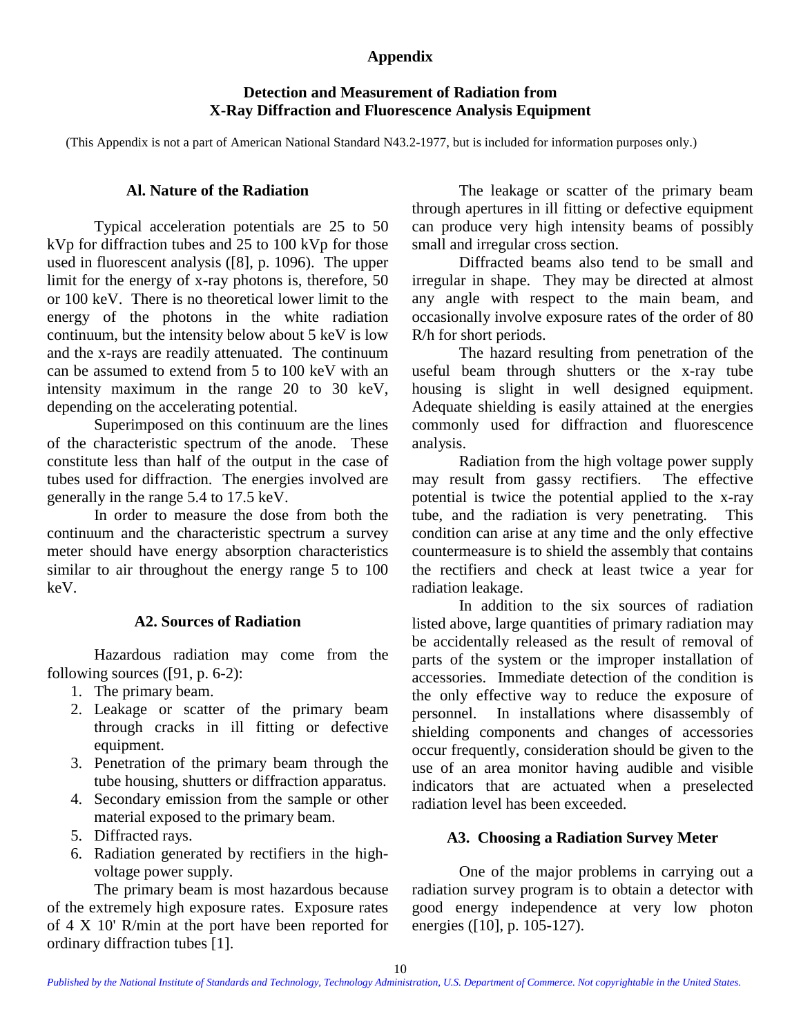# Appendix

## Detection and Measurement of Radiation from X-Ray Diffraction and Fluorescence Analysis Equipment

(This Appendix is not a part of American National Standard N43.2-1977, but is included for information purposes only.)

### Al. Nature of the Radiation

Typical acceleration potentials are 25 to 50 kVp for diffraction tubes and 25 to 100 kVp for those used in fluorescent analysis ([8], p. 1096). The upper limit for the energy of x-ray photons is, therefore, 50 or 100 keV. There is no theoretical lower limit to the energy of the photons in the white radiation continuum, but the intensity below about 5 keV is low and the x-rays are readily attenuated. The continuum can be assumed to extend from 5 to 100 keV with an intensity maximum in the range 20 to 30 keV, depending on the accelerating potential.

Superimposed on this continuum are the lines of the characteristic spectrum of the anode. These constitute less than half of the output in the case of tubes used for diffraction. The energies involved are generally in the range 5.4 to 17.5 keV.

In order to measure the dose from both the continuum and the characteristic spectrum a survey meter should have energy absorption characteristics similar to air throughout the energy range 5 to 100 keV.

### A2. Sources of Radiation

Hazardous radiation may come from the following sources ([91, p. 6-2):

1. The primary beam.
2. Leakage or scatter of the primary beam through cracks in ill fitting or defective equipment.
3. Penetration of the primary beam through the tube housing, shutters or diffraction apparatus.
4. Secondary emission from the sample or other material exposed to the primary beam.
5. Diffracted rays.
6. Radiation generated by rectifiers in the high-voltage power supply.

The primary beam is most hazardous because of the extremely high exposure rates. Exposure rates of 4 X 10' R/min at the port have been reported for ordinary diffraction tubes [1].

The leakage or scatter of the primary beam through apertures in ill fitting or defective equipment can produce very high intensity beams of possibly small and irregular cross section.

Diffracted beams also tend to be small and irregular in shape. They may be directed at almost any angle with respect to the main beam, and occasionally involve exposure rates of the order of 80 R/h for short periods.

The hazard resulting from penetration of the useful beam through shutters or the x-ray tube housing is slight in well designed equipment. Adequate shielding is easily attained at the energies commonly used for diffraction and fluorescence analysis.

Radiation from the high voltage power supply may result from gassy rectifiers. The effective potential is twice the potential applied to the x-ray tube, and the radiation is very penetrating. This condition can arise at any time and the only effective countermeasure is to shield the assembly that contains the rectifiers and check at least twice a year for radiation leakage.

In addition to the six sources of radiation listed above, large quantities of primary radiation may be accidentally released as the result of removal of parts of the system or the improper installation of accessories. Immediate detection of the condition is the only effective way to reduce the exposure of personnel. In installations where disassembly of shielding components and changes of accessories occur frequently, consideration should be given to the use of an area monitor having audible and visible indicators that are actuated when a preselected radiation level has been exceeded.

### A3. Choosing a Radiation Survey Meter

One of the major problems in carrying out a radiation survey program is to obtain a detector with good energy independence at very low photon energies ([10], p. 105-127).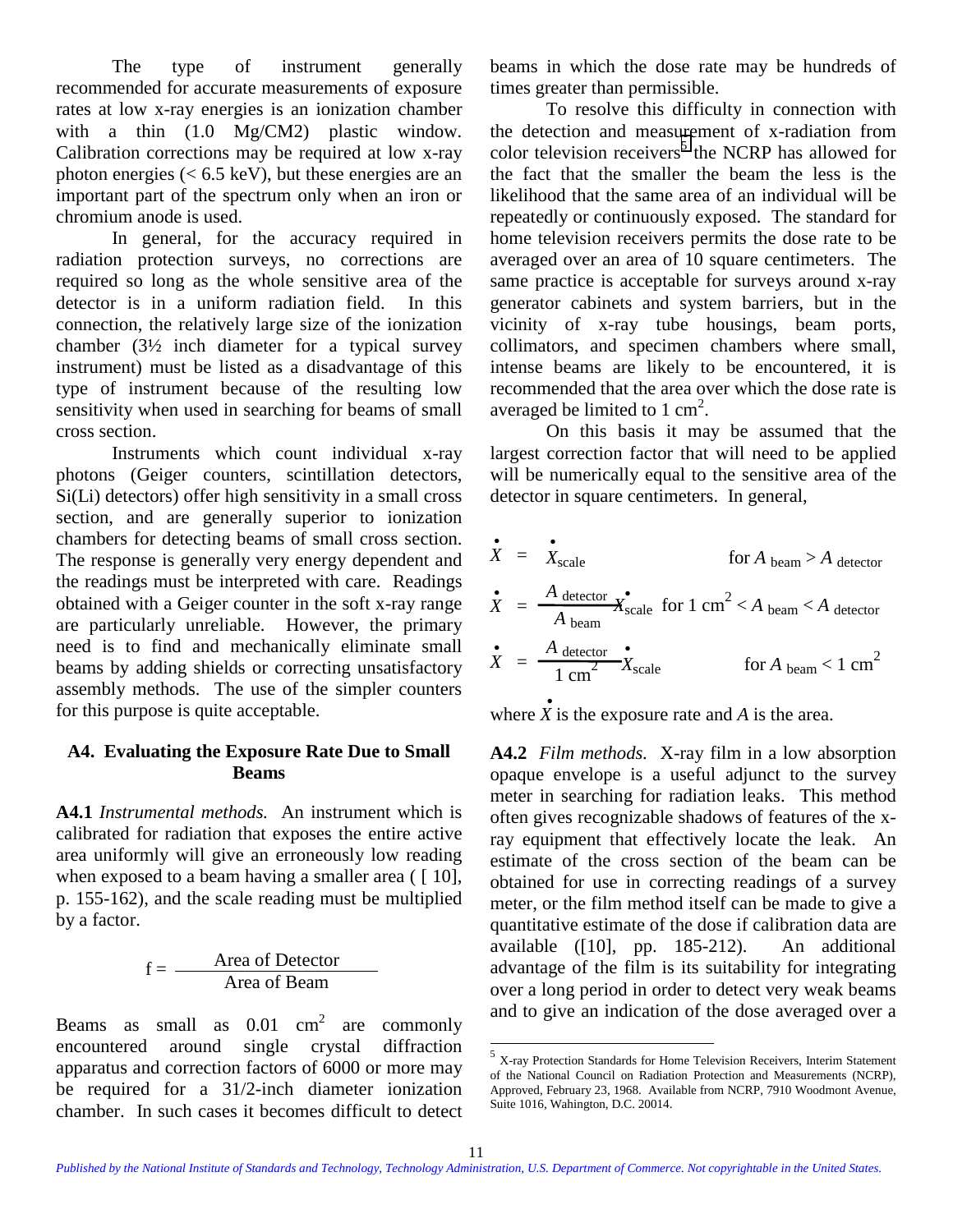The type of instrument generally recommended for accurate measurements of exposure rates at low x-ray energies is an ionization chamber with a thin (1.0 Mg/CM2) plastic window. Calibration corrections may be required at low x-ray photon energies (< 6.5 keV), but these energies are an important part of the spectrum only when an iron or chromium anode is used.

In general, for the accuracy required in radiation protection surveys, no corrections are required so long as the whole sensitive area of the detector is in a uniform radiation field. In this connection, the relatively large size of the ionization chamber (3½ inch diameter for a typical survey instrument) must be listed as a disadvantage of this type of instrument because of the resulting low sensitivity when used in searching for beams of small cross section.

Instruments which count individual x-ray photons (Geiger counters, scintillation detectors, Si(Li) detectors) offer high sensitivity in a small cross section, and are generally superior to ionization chambers for detecting beams of small cross section. The response is generally very energy dependent and the readings must be interpreted with care. Readings obtained with a Geiger counter in the soft x-ray range are particularly unreliable. However, the primary need is to find and mechanically eliminate small beams by adding shields or correcting unsatisfactory assembly methods. The use of the simpler counters for this purpose is quite acceptable.

## A4. Evaluating the Exposure Rate Due to Small Beams

**A4.1** *Instrumental methods.* An instrument which is calibrated for radiation that exposes the entire active area uniformly will give an erroneously low reading when exposed to a beam having a smaller area ( [ 10], p. 155-162), and the scale reading must be multiplied by a factor.

$$f = \frac{\text{Area of Detector}}{\text{Area of Beam}}$$

Beams as small as 0.01 $\text{cm}^2$ are commonly encountered around single crystal diffraction apparatus and correction factors of 6000 or more may be required for a 31/2-inch diameter ionization chamber. In such cases it becomes difficult to detect beams in which the dose rate may be hundreds of times greater than permissible.

To resolve this difficulty in connection with the detection and measurement of x-radiation from color television receivers[5] the NCRP has allowed for the fact that the smaller the beam the less is the likelihood that the same area of an individual will be repeatedly or continuously exposed. The standard for home television receivers permits the dose rate to be averaged over an area of 10 square centimeters. The same practice is acceptable for surveys around x-ray generator cabinets and system barriers, but in the vicinity of x-ray tube housings, beam ports, collimators, and specimen chambers where small, intense beams are likely to be encountered, it is recommended that the area over which the dose rate is averaged be limited to 1 $\text{cm}^2$.

On this basis it may be assumed that the largest correction factor that will need to be applied will be numerically equal to the sensitive area of the detector in square centimeters. In general,

$$\dot{X} = \dot{X}_{\text{scale}} \qquad \text{for } A_{\text{beam}} > A_{\text{detector}}$$

$$\dot{X} = \frac{A_{\text{detector}}}{A_{\text{beam}}}\dot{X}_{\text{scale}} \quad \text{for } 1\ \text{cm}^2 < A_{\text{beam}} < A_{\text{detector}}$$

$$\dot{X} = \frac{A_{\text{detector}}}{1\ \text{cm}^2}\dot{X}_{\text{scale}} \qquad \text{for } A_{\text{beam}} < 1\ \text{cm}^2$$

where $\dot{X}$ is the exposure rate and $A$ is the area.

**A4.2** *Film methods.* X-ray film in a low absorption opaque envelope is a useful adjunct to the survey meter in searching for radiation leaks. This method often gives recognizable shadows of features of the x-ray equipment that effectively locate the leak. An estimate of the cross section of the beam can be obtained for use in correcting readings of a survey meter, or the film method itself can be made to give a quantitative estimate of the dose if calibration data are available ([10], pp. 185-212). An additional advantage of the film is its suitability for integrating over a long period in order to detect very weak beams and to give an indication of the dose averaged over a

---

[5] X-ray Protection Standards for Home Television Receivers, Interim Statement of the National Council on Radiation Protection and Measurements (NCRP), Approved, February 23, 1968. Available from NCRP, 7910 Woodmont Avenue, Suite 1016, Wahington, D.C. 20014.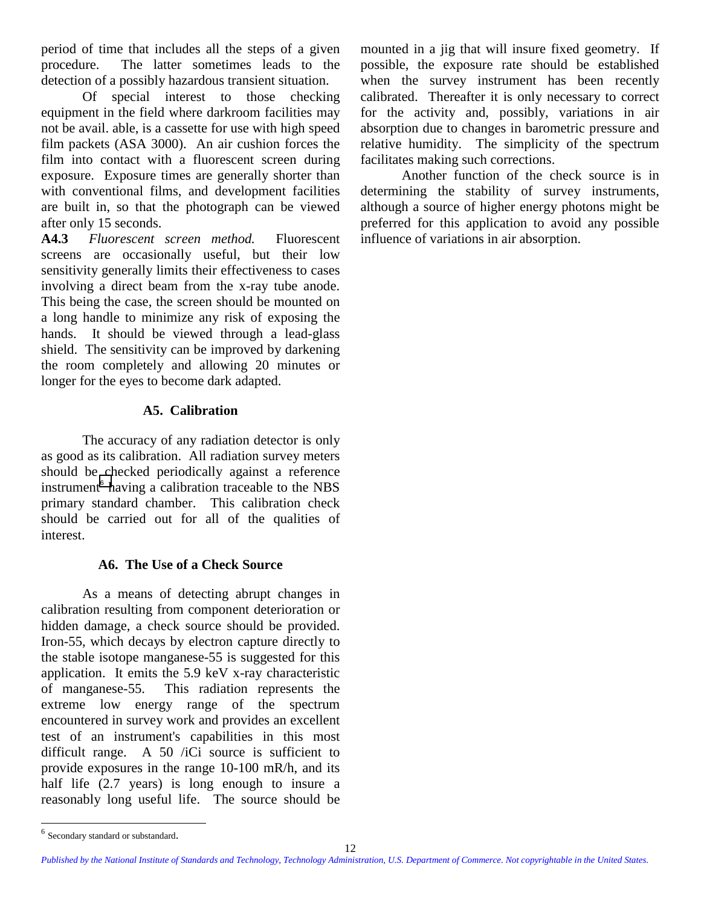period of time that includes all the steps of a given procedure. The latter sometimes leads to the detection of a possibly hazardous transient situation.

Of special interest to those checking equipment in the field where darkroom facilities may not be avail. able, is a cassette for use with high speed film packets (ASA 3000). An air cushion forces the film into contact with a fluorescent screen during exposure. Exposure times are generally shorter than with conventional films, and development facilities are built in, so that the photograph can be viewed after only 15 seconds.

**A4.3** *Fluorescent screen method.* Fluorescent screens are occasionally useful, but their low sensitivity generally limits their effectiveness to cases involving a direct beam from the x-ray tube anode. This being the case, the screen should be mounted on a long handle to minimize any risk of exposing the hands. It should be viewed through a lead-glass shield. The sensitivity can be improved by darkening the room completely and allowing 20 minutes or longer for the eyes to become dark adapted.

### A5. Calibration

The accuracy of any radiation detector is only as good as its calibration. All radiation survey meters should be checked periodically against a reference instrument[6] having a calibration traceable to the NBS primary standard chamber. This calibration check should be carried out for all of the qualities of interest.

### A6. The Use of a Check Source

As a means of detecting abrupt changes in calibration resulting from component deterioration or hidden damage, a check source should be provided. Iron-55, which decays by electron capture directly to the stable isotope manganese-55 is suggested for this application. It emits the 5.9 keV x-ray characteristic of manganese-55. This radiation represents the extreme low energy range of the spectrum encountered in survey work and provides an excellent test of an instrument's capabilities in this most difficult range. A 50 /iCi source is sufficient to provide exposures in the range 10-100 mR/h, and its half life (2.7 years) is long enough to insure a reasonably long useful life. The source should be mounted in a jig that will insure fixed geometry. If possible, the exposure rate should be established when the survey instrument has been recently calibrated. Thereafter it is only necessary to correct for the activity and, possibly, variations in air absorption due to changes in barometric pressure and relative humidity. The simplicity of the spectrum facilitates making such corrections.

Another function of the check source is in determining the stability of survey instruments, although a source of higher energy photons might be preferred for this application to avoid any possible influence of variations in air absorption.

[6] Secondary standard or substandard.

*Published by the National Institute of Standards and Technology, Technology Administration, U.S. Department of Commerce. Not copyrightable in the United States.*